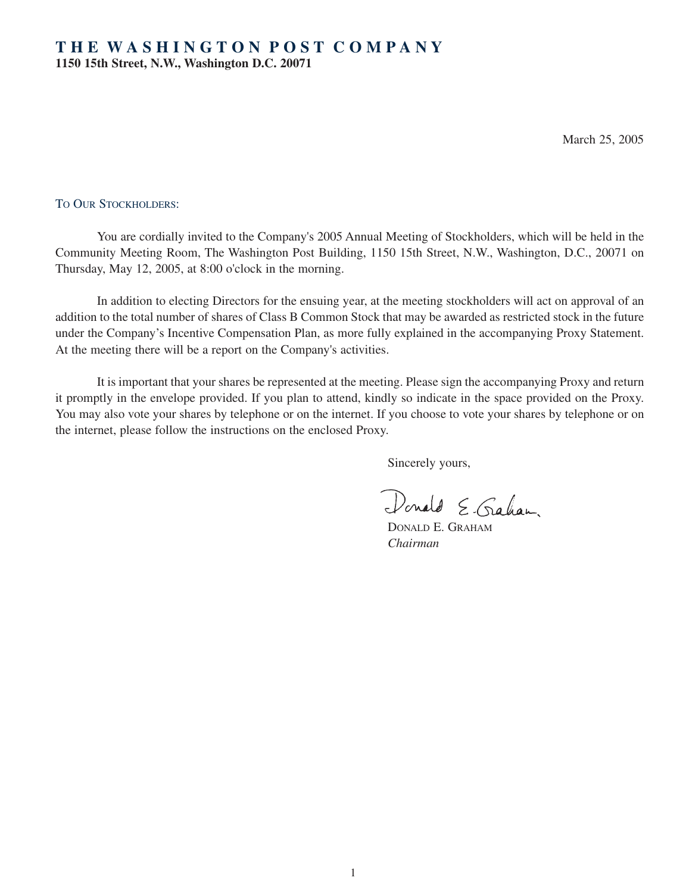# THE WASHINGTON POST COMPANY

**1150 15th Street, N.W., Washington D.C. 20071**

March 25, 2005

TO OUR STOCKHOLDERS:

You are cordially invited to the Company's 2005 Annual Meeting of Stockholders, which will be held in the Community Meeting Room, The Washington Post Building, 1150 15th Street, N.W., Washington, D.C., 20071 on Thursday, May 12, 2005, at 8:00 o'clock in the morning.

In addition to electing Directors for the ensuing year, at the meeting stockholders will act on approval of an addition to the total number of shares of Class B Common Stock that may be awarded as restricted stock in the future under the Company's Incentive Compensation Plan, as more fully explained in the accompanying Proxy Statement. At the meeting there will be a report on the Company's activities.

It is important that your shares be represented at the meeting. Please sign the accompanying Proxy and return it promptly in the envelope provided. If you plan to attend, kindly so indicate in the space provided on the Proxy. You may also vote your shares by telephone or on the internet. If you choose to vote your shares by telephone or on the internet, please follow the instructions on the enclosed Proxy.

Sincerely yours,

Donald E. Graham

DONALD E. GRAHAM
*Chairman*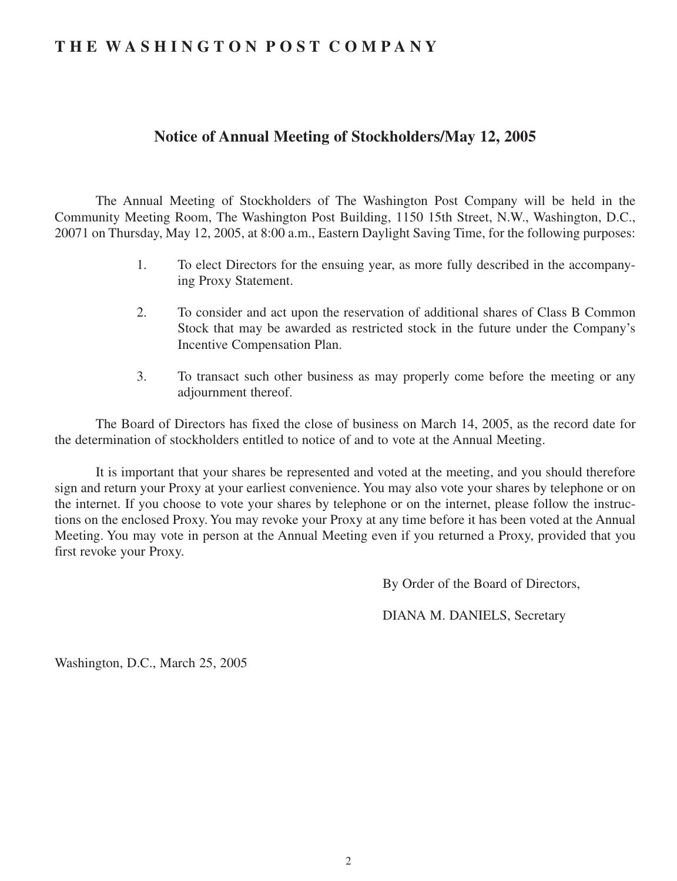# THE WASHINGTON POST COMPANY

## Notice of Annual Meeting of Stockholders/May 12, 2005

The Annual Meeting of Stockholders of The Washington Post Company will be held in the Community Meeting Room, The Washington Post Building, 1150 15th Street, N.W., Washington, D.C., 20071 on Thursday, May 12, 2005, at 8:00 a.m., Eastern Daylight Saving Time, for the following purposes:

1. To elect Directors for the ensuing year, as more fully described in the accompanying Proxy Statement.
2. To consider and act upon the reservation of additional shares of Class B Common Stock that may be awarded as restricted stock in the future under the Company's Incentive Compensation Plan.
3. To transact such other business as may properly come before the meeting or any adjournment thereof.

The Board of Directors has fixed the close of business on March 14, 2005, as the record date for the determination of stockholders entitled to notice of and to vote at the Annual Meeting.

It is important that your shares be represented and voted at the meeting, and you should therefore sign and return your Proxy at your earliest convenience. You may also vote your shares by telephone or on the internet. If you choose to vote your shares by telephone or on the internet, please follow the instructions on the enclosed Proxy. You may revoke your Proxy at any time before it has been voted at the Annual Meeting. You may vote in person at the Annual Meeting even if you returned a Proxy, provided that you first revoke your Proxy.

By Order of the Board of Directors,

DIANA M. DANIELS, Secretary

Washington, D.C., March 25, 2005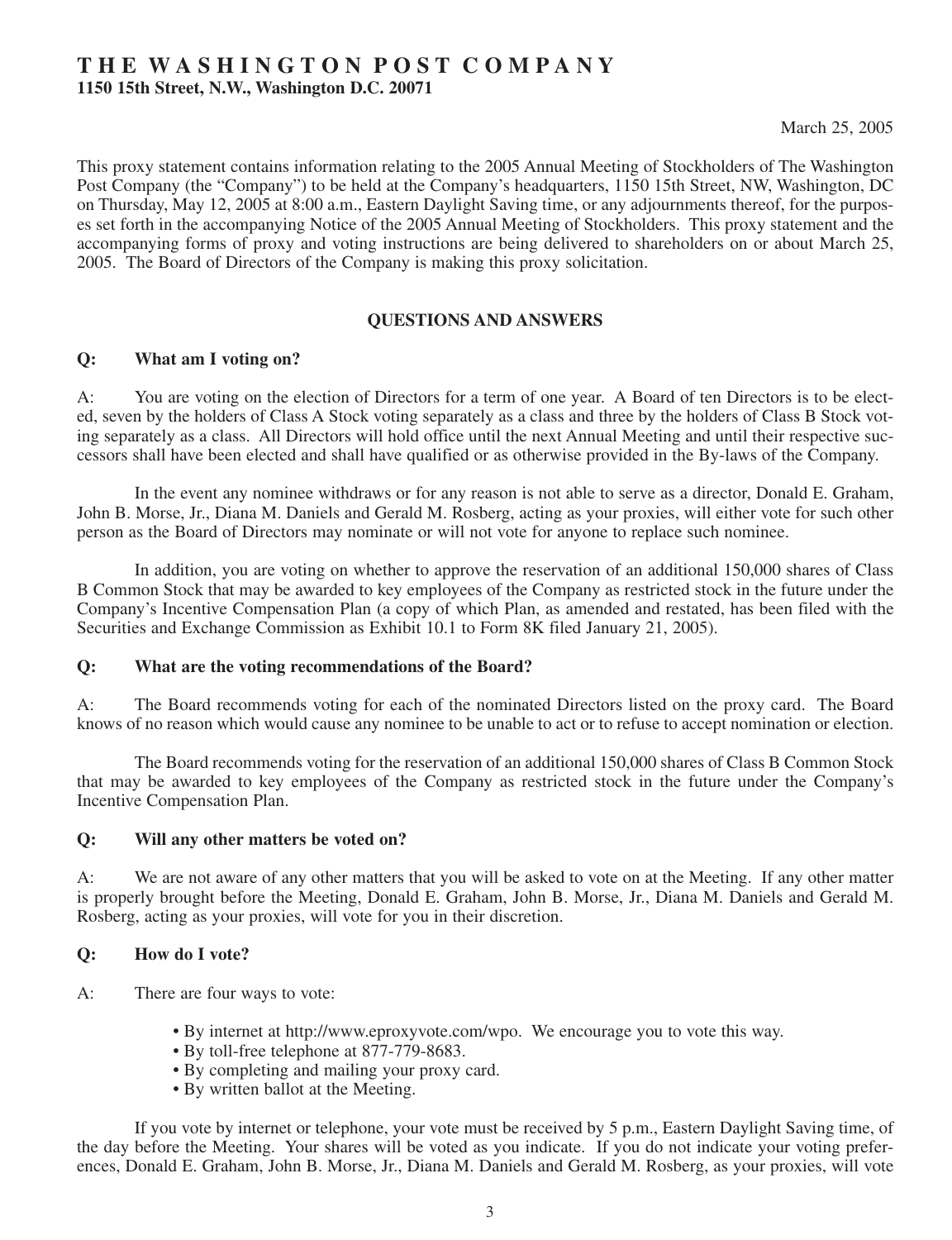# THE WASHINGTON POST COMPANY

**1150 15th Street, N.W., Washington D.C. 20071**

March 25, 2005

This proxy statement contains information relating to the 2005 Annual Meeting of Stockholders of The Washington Post Company (the "Company") to be held at the Company's headquarters, 1150 15th Street, NW, Washington, DC on Thursday, May 12, 2005 at 8:00 a.m., Eastern Daylight Saving time, or any adjournments thereof, for the purposes set forth in the accompanying Notice of the 2005 Annual Meeting of Stockholders. This proxy statement and the accompanying forms of proxy and voting instructions are being delivered to shareholders on or about March 25, 2005. The Board of Directors of the Company is making this proxy solicitation.

## QUESTIONS AND ANSWERS

**Q: What am I voting on?**

A: You are voting on the election of Directors for a term of one year. A Board of ten Directors is to be elected, seven by the holders of Class A Stock voting separately as a class and three by the holders of Class B Stock voting separately as a class. All Directors will hold office until the next Annual Meeting and until their respective successors shall have been elected and shall have qualified or as otherwise provided in the By-laws of the Company.

In the event any nominee withdraws or for any reason is not able to serve as a director, Donald E. Graham, John B. Morse, Jr., Diana M. Daniels and Gerald M. Rosberg, acting as your proxies, will either vote for such other person as the Board of Directors may nominate or will not vote for anyone to replace such nominee.

In addition, you are voting on whether to approve the reservation of an additional 150,000 shares of Class B Common Stock that may be awarded to key employees of the Company as restricted stock in the future under the Company's Incentive Compensation Plan (a copy of which Plan, as amended and restated, has been filed with the Securities and Exchange Commission as Exhibit 10.1 to Form 8K filed January 21, 2005).

**Q: What are the voting recommendations of the Board?**

A: The Board recommends voting for each of the nominated Directors listed on the proxy card. The Board knows of no reason which would cause any nominee to be unable to act or to refuse to accept nomination or election.

The Board recommends voting for the reservation of an additional 150,000 shares of Class B Common Stock that may be awarded to key employees of the Company as restricted stock in the future under the Company's Incentive Compensation Plan.

**Q: Will any other matters be voted on?**

A: We are not aware of any other matters that you will be asked to vote on at the Meeting. If any other matter is properly brought before the Meeting, Donald E. Graham, John B. Morse, Jr., Diana M. Daniels and Gerald M. Rosberg, acting as your proxies, will vote for you in their discretion.

**Q: How do I vote?**

A: There are four ways to vote:

- By internet at http://www.eproxyvote.com/wpo. We encourage you to vote this way.
- By toll-free telephone at 877-779-8683.
- By completing and mailing your proxy card.
- By written ballot at the Meeting.

If you vote by internet or telephone, your vote must be received by 5 p.m., Eastern Daylight Saving time, of the day before the Meeting. Your shares will be voted as you indicate. If you do not indicate your voting preferences, Donald E. Graham, John B. Morse, Jr., Diana M. Daniels and Gerald M. Rosberg, as your proxies, will vote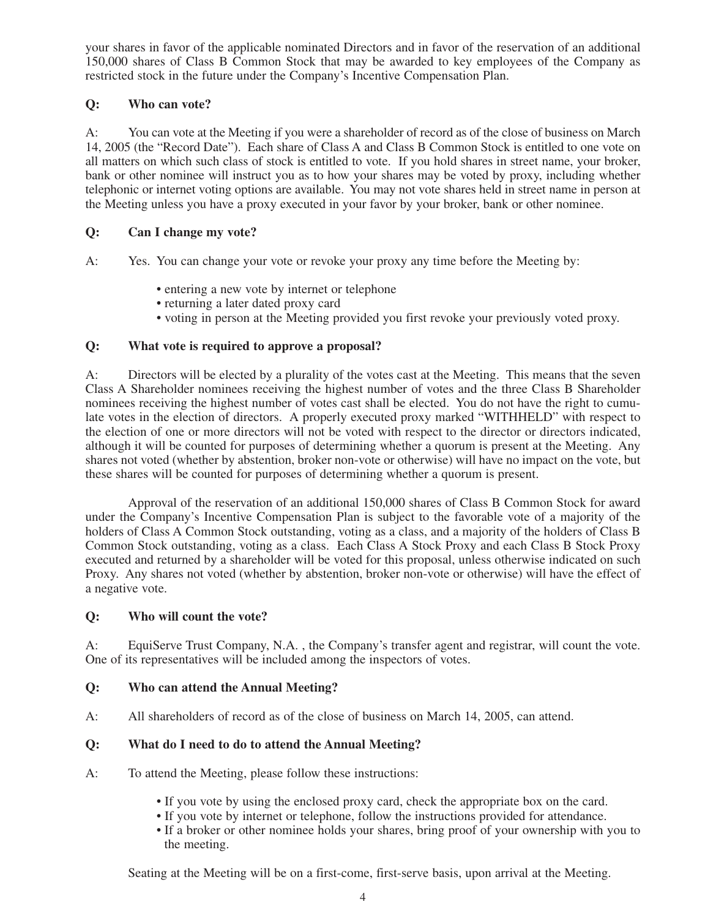your shares in favor of the applicable nominated Directors and in favor of the reservation of an additional 150,000 shares of Class B Common Stock that may be awarded to key employees of the Company as restricted stock in the future under the Company's Incentive Compensation Plan.

**Q: Who can vote?**

A: You can vote at the Meeting if you were a shareholder of record as of the close of business on March 14, 2005 (the "Record Date"). Each share of Class A and Class B Common Stock is entitled to one vote on all matters on which such class of stock is entitled to vote. If you hold shares in street name, your broker, bank or other nominee will instruct you as to how your shares may be voted by proxy, including whether telephonic or internet voting options are available. You may not vote shares held in street name in person at the Meeting unless you have a proxy executed in your favor by your broker, bank or other nominee.

**Q: Can I change my vote?**

A: Yes. You can change your vote or revoke your proxy any time before the Meeting by:

- entering a new vote by internet or telephone
- returning a later dated proxy card
- voting in person at the Meeting provided you first revoke your previously voted proxy.

**Q: What vote is required to approve a proposal?**

A: Directors will be elected by a plurality of the votes cast at the Meeting. This means that the seven Class A Shareholder nominees receiving the highest number of votes and the three Class B Shareholder nominees receiving the highest number of votes cast shall be elected. You do not have the right to cumulate votes in the election of directors. A properly executed proxy marked "WITHHELD" with respect to the election of one or more directors will not be voted with respect to the director or directors indicated, although it will be counted for purposes of determining whether a quorum is present at the Meeting. Any shares not voted (whether by abstention, broker non-vote or otherwise) will have no impact on the vote, but these shares will be counted for purposes of determining whether a quorum is present.

Approval of the reservation of an additional 150,000 shares of Class B Common Stock for award under the Company's Incentive Compensation Plan is subject to the favorable vote of a majority of the holders of Class A Common Stock outstanding, voting as a class, and a majority of the holders of Class B Common Stock outstanding, voting as a class. Each Class A Stock Proxy and each Class B Stock Proxy executed and returned by a shareholder will be voted for this proposal, unless otherwise indicated on such Proxy. Any shares not voted (whether by abstention, broker non-vote or otherwise) will have the effect of a negative vote.

**Q: Who will count the vote?**

A: EquiServe Trust Company, N.A. , the Company's transfer agent and registrar, will count the vote. One of its representatives will be included among the inspectors of votes.

**Q: Who can attend the Annual Meeting?**

A: All shareholders of record as of the close of business on March 14, 2005, can attend.

**Q: What do I need to do to attend the Annual Meeting?**

A: To attend the Meeting, please follow these instructions:

- If you vote by using the enclosed proxy card, check the appropriate box on the card.
- If you vote by internet or telephone, follow the instructions provided for attendance.
- If a broker or other nominee holds your shares, bring proof of your ownership with you to the meeting.

Seating at the Meeting will be on a first-come, first-serve basis, upon arrival at the Meeting.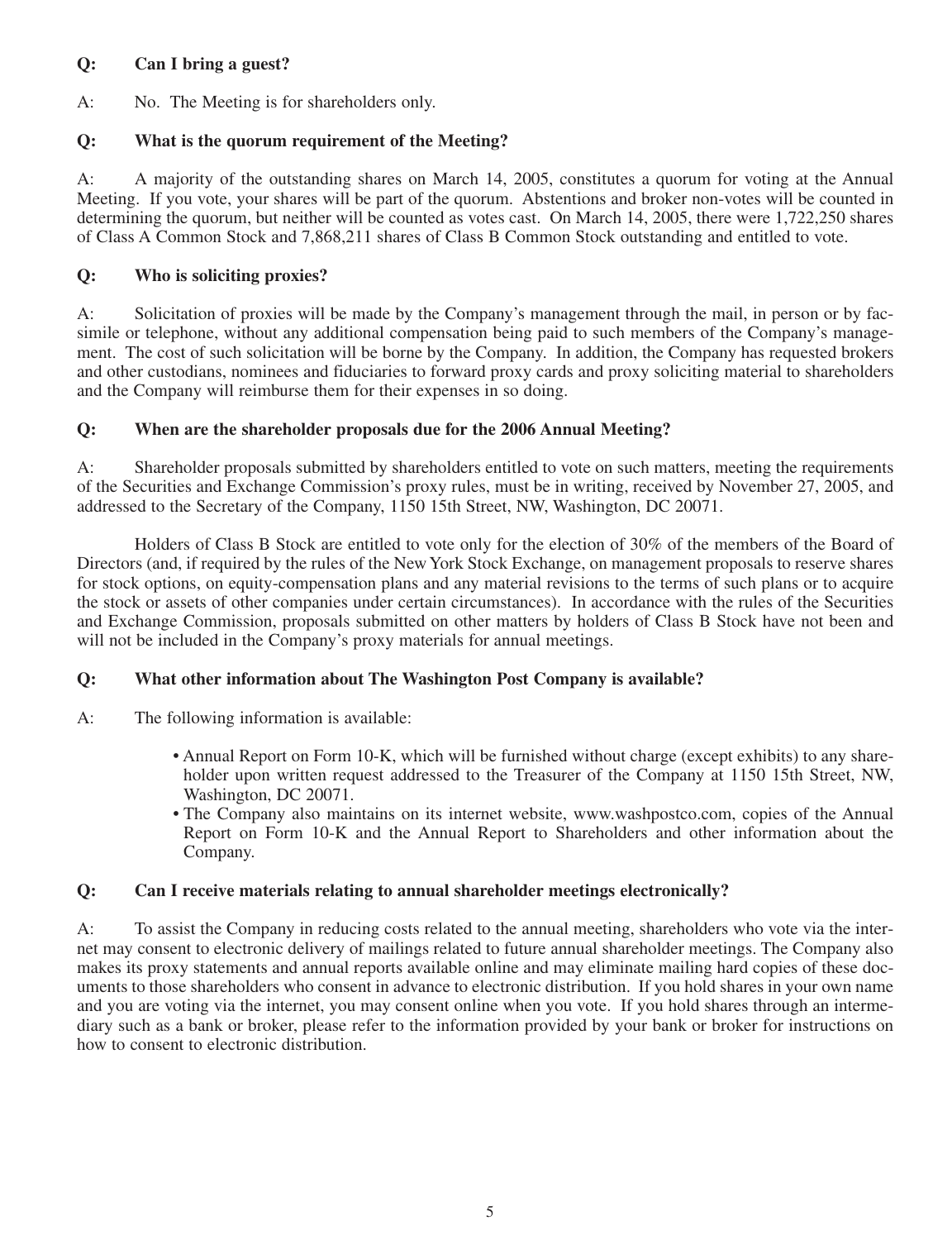**Q: Can I bring a guest?**

A: No. The Meeting is for shareholders only.

**Q: What is the quorum requirement of the Meeting?**

A: A majority of the outstanding shares on March 14, 2005, constitutes a quorum for voting at the Annual Meeting. If you vote, your shares will be part of the quorum. Abstentions and broker non-votes will be counted in determining the quorum, but neither will be counted as votes cast. On March 14, 2005, there were 1,722,250 shares of Class A Common Stock and 7,868,211 shares of Class B Common Stock outstanding and entitled to vote.

**Q: Who is soliciting proxies?**

A: Solicitation of proxies will be made by the Company's management through the mail, in person or by facsimile or telephone, without any additional compensation being paid to such members of the Company's management. The cost of such solicitation will be borne by the Company. In addition, the Company has requested brokers and other custodians, nominees and fiduciaries to forward proxy cards and proxy soliciting material to shareholders and the Company will reimburse them for their expenses in so doing.

**Q: When are the shareholder proposals due for the 2006 Annual Meeting?**

A: Shareholder proposals submitted by shareholders entitled to vote on such matters, meeting the requirements of the Securities and Exchange Commission's proxy rules, must be in writing, received by November 27, 2005, and addressed to the Secretary of the Company, 1150 15th Street, NW, Washington, DC 20071.

Holders of Class B Stock are entitled to vote only for the election of 30% of the members of the Board of Directors (and, if required by the rules of the New York Stock Exchange, on management proposals to reserve shares for stock options, on equity-compensation plans and any material revisions to the terms of such plans or to acquire the stock or assets of other companies under certain circumstances). In accordance with the rules of the Securities and Exchange Commission, proposals submitted on other matters by holders of Class B Stock have not been and will not be included in the Company's proxy materials for annual meetings.

**Q: What other information about The Washington Post Company is available?**

A: The following information is available:

- Annual Report on Form 10-K, which will be furnished without charge (except exhibits) to any shareholder upon written request addressed to the Treasurer of the Company at 1150 15th Street, NW, Washington, DC 20071.
- The Company also maintains on its internet website, www.washpostco.com, copies of the Annual Report on Form 10-K and the Annual Report to Shareholders and other information about the Company.

**Q: Can I receive materials relating to annual shareholder meetings electronically?**

A: To assist the Company in reducing costs related to the annual meeting, shareholders who vote via the internet may consent to electronic delivery of mailings related to future annual shareholder meetings. The Company also makes its proxy statements and annual reports available online and may eliminate mailing hard copies of these documents to those shareholders who consent in advance to electronic distribution. If you hold shares in your own name and you are voting via the internet, you may consent online when you vote. If you hold shares through an intermediary such as a bank or broker, please refer to the information provided by your bank or broker for instructions on how to consent to electronic distribution.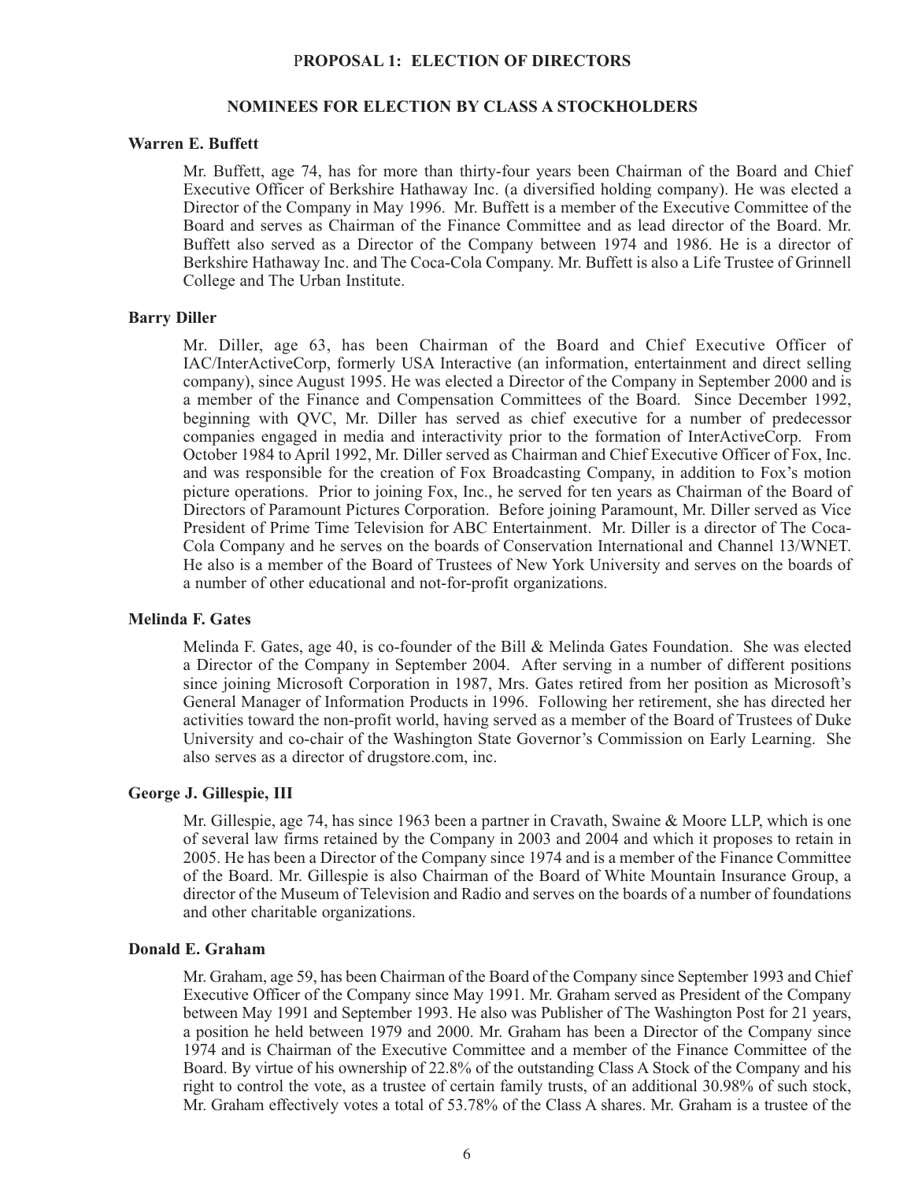# PROPOSAL 1: ELECTION OF DIRECTORS

## NOMINEES FOR ELECTION BY CLASS A STOCKHOLDERS

### Warren E. Buffett

Mr. Buffett, age 74, has for more than thirty-four years been Chairman of the Board and Chief Executive Officer of Berkshire Hathaway Inc. (a diversified holding company). He was elected a Director of the Company in May 1996. Mr. Buffett is a member of the Executive Committee of the Board and serves as Chairman of the Finance Committee and as lead director of the Board. Mr. Buffett also served as a Director of the Company between 1974 and 1986. He is a director of Berkshire Hathaway Inc. and The Coca-Cola Company. Mr. Buffett is also a Life Trustee of Grinnell College and The Urban Institute.

### Barry Diller

Mr. Diller, age 63, has been Chairman of the Board and Chief Executive Officer of IAC/InterActiveCorp, formerly USA Interactive (an information, entertainment and direct selling company), since August 1995. He was elected a Director of the Company in September 2000 and is a member of the Finance and Compensation Committees of the Board. Since December 1992, beginning with QVC, Mr. Diller has served as chief executive for a number of predecessor companies engaged in media and interactivity prior to the formation of InterActiveCorp. From October 1984 to April 1992, Mr. Diller served as Chairman and Chief Executive Officer of Fox, Inc. and was responsible for the creation of Fox Broadcasting Company, in addition to Fox's motion picture operations. Prior to joining Fox, Inc., he served for ten years as Chairman of the Board of Directors of Paramount Pictures Corporation. Before joining Paramount, Mr. Diller served as Vice President of Prime Time Television for ABC Entertainment. Mr. Diller is a director of The Coca-Cola Company and he serves on the boards of Conservation International and Channel 13/WNET. He also is a member of the Board of Trustees of New York University and serves on the boards of a number of other educational and not-for-profit organizations.

### Melinda F. Gates

Melinda F. Gates, age 40, is co-founder of the Bill & Melinda Gates Foundation. She was elected a Director of the Company in September 2004. After serving in a number of different positions since joining Microsoft Corporation in 1987, Mrs. Gates retired from her position as Microsoft's General Manager of Information Products in 1996. Following her retirement, she has directed her activities toward the non-profit world, having served as a member of the Board of Trustees of Duke University and co-chair of the Washington State Governor's Commission on Early Learning. She also serves as a director of drugstore.com, inc.

### George J. Gillespie, III

Mr. Gillespie, age 74, has since 1963 been a partner in Cravath, Swaine & Moore LLP, which is one of several law firms retained by the Company in 2003 and 2004 and which it proposes to retain in 2005. He has been a Director of the Company since 1974 and is a member of the Finance Committee of the Board. Mr. Gillespie is also Chairman of the Board of White Mountain Insurance Group, a director of the Museum of Television and Radio and serves on the boards of a number of foundations and other charitable organizations.

### Donald E. Graham

Mr. Graham, age 59, has been Chairman of the Board of the Company since September 1993 and Chief Executive Officer of the Company since May 1991. Mr. Graham served as President of the Company between May 1991 and September 1993. He also was Publisher of The Washington Post for 21 years, a position he held between 1979 and 2000. Mr. Graham has been a Director of the Company since 1974 and is Chairman of the Executive Committee and a member of the Finance Committee of the Board. By virtue of his ownership of 22.8% of the outstanding Class A Stock of the Company and his right to control the vote, as a trustee of certain family trusts, of an additional 30.98% of such stock, Mr. Graham effectively votes a total of 53.78% of the Class A shares. Mr. Graham is a trustee of the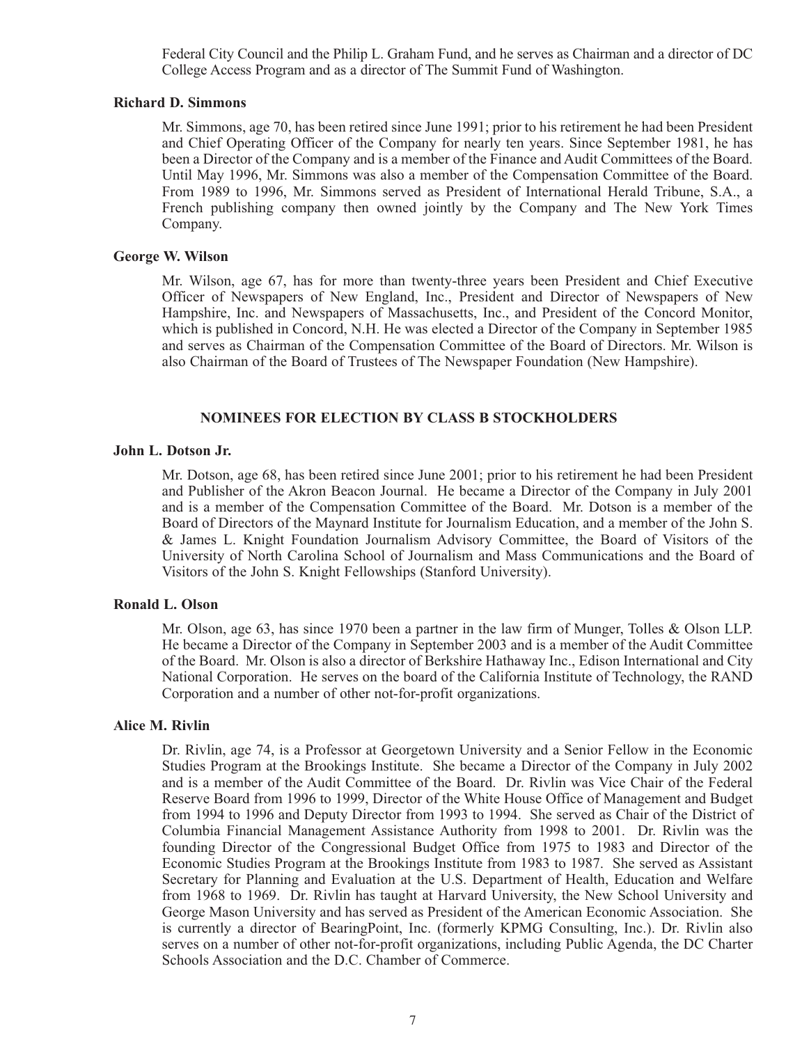Federal City Council and the Philip L. Graham Fund, and he serves as Chairman and a director of DC College Access Program and as a director of The Summit Fund of Washington.

**Richard D. Simmons**

Mr. Simmons, age 70, has been retired since June 1991; prior to his retirement he had been President and Chief Operating Officer of the Company for nearly ten years. Since September 1981, he has been a Director of the Company and is a member of the Finance and Audit Committees of the Board. Until May 1996, Mr. Simmons was also a member of the Compensation Committee of the Board. From 1989 to 1996, Mr. Simmons served as President of International Herald Tribune, S.A., a French publishing company then owned jointly by the Company and The New York Times Company.

**George W. Wilson**

Mr. Wilson, age 67, has for more than twenty-three years been President and Chief Executive Officer of Newspapers of New England, Inc., President and Director of Newspapers of New Hampshire, Inc. and Newspapers of Massachusetts, Inc., and President of the Concord Monitor, which is published in Concord, N.H. He was elected a Director of the Company in September 1985 and serves as Chairman of the Compensation Committee of the Board of Directors. Mr. Wilson is also Chairman of the Board of Trustees of The Newspaper Foundation (New Hampshire).

## NOMINEES FOR ELECTION BY CLASS B STOCKHOLDERS

**John L. Dotson Jr.**

Mr. Dotson, age 68, has been retired since June 2001; prior to his retirement he had been President and Publisher of the Akron Beacon Journal. He became a Director of the Company in July 2001 and is a member of the Compensation Committee of the Board. Mr. Dotson is a member of the Board of Directors of the Maynard Institute for Journalism Education, and a member of the John S. & James L. Knight Foundation Journalism Advisory Committee, the Board of Visitors of the University of North Carolina School of Journalism and Mass Communications and the Board of Visitors of the John S. Knight Fellowships (Stanford University).

**Ronald L. Olson**

Mr. Olson, age 63, has since 1970 been a partner in the law firm of Munger, Tolles & Olson LLP. He became a Director of the Company in September 2003 and is a member of the Audit Committee of the Board. Mr. Olson is also a director of Berkshire Hathaway Inc., Edison International and City National Corporation. He serves on the board of the California Institute of Technology, the RAND Corporation and a number of other not-for-profit organizations.

**Alice M. Rivlin**

Dr. Rivlin, age 74, is a Professor at Georgetown University and a Senior Fellow in the Economic Studies Program at the Brookings Institute. She became a Director of the Company in July 2002 and is a member of the Audit Committee of the Board. Dr. Rivlin was Vice Chair of the Federal Reserve Board from 1996 to 1999, Director of the White House Office of Management and Budget from 1994 to 1996 and Deputy Director from 1993 to 1994. She served as Chair of the District of Columbia Financial Management Assistance Authority from 1998 to 2001. Dr. Rivlin was the founding Director of the Congressional Budget Office from 1975 to 1983 and Director of the Economic Studies Program at the Brookings Institute from 1983 to 1987. She served as Assistant Secretary for Planning and Evaluation at the U.S. Department of Health, Education and Welfare from 1968 to 1969. Dr. Rivlin has taught at Harvard University, the New School University and George Mason University and has served as President of the American Economic Association. She is currently a director of BearingPoint, Inc. (formerly KPMG Consulting, Inc.). Dr. Rivlin also serves on a number of other not-for-profit organizations, including Public Agenda, the DC Charter Schools Association and the D.C. Chamber of Commerce.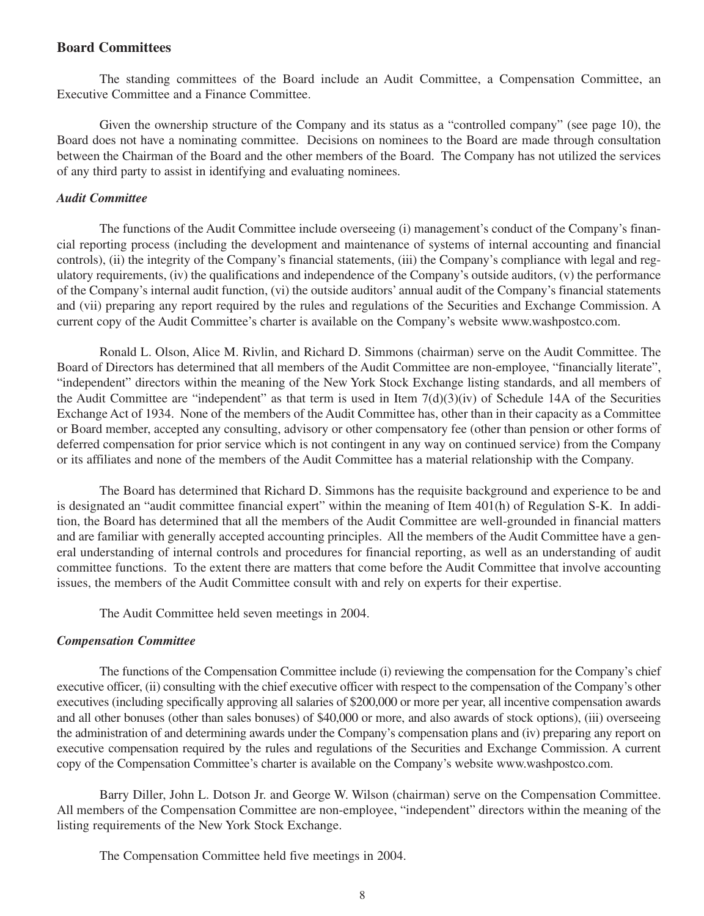## Board Committees

The standing committees of the Board include an Audit Committee, a Compensation Committee, an Executive Committee and a Finance Committee.

Given the ownership structure of the Company and its status as a "controlled company" (see page 10), the Board does not have a nominating committee. Decisions on nominees to the Board are made through consultation between the Chairman of the Board and the other members of the Board. The Company has not utilized the services of any third party to assist in identifying and evaluating nominees.

### *Audit Committee*

The functions of the Audit Committee include overseeing (i) management's conduct of the Company's financial reporting process (including the development and maintenance of systems of internal accounting and financial controls), (ii) the integrity of the Company's financial statements, (iii) the Company's compliance with legal and regulatory requirements, (iv) the qualifications and independence of the Company's outside auditors, (v) the performance of the Company's internal audit function, (vi) the outside auditors' annual audit of the Company's financial statements and (vii) preparing any report required by the rules and regulations of the Securities and Exchange Commission. A current copy of the Audit Committee's charter is available on the Company's website www.washpostco.com.

Ronald L. Olson, Alice M. Rivlin, and Richard D. Simmons (chairman) serve on the Audit Committee. The Board of Directors has determined that all members of the Audit Committee are non-employee, "financially literate", "independent" directors within the meaning of the New York Stock Exchange listing standards, and all members of the Audit Committee are "independent" as that term is used in Item 7(d)(3)(iv) of Schedule 14A of the Securities Exchange Act of 1934. None of the members of the Audit Committee has, other than in their capacity as a Committee or Board member, accepted any consulting, advisory or other compensatory fee (other than pension or other forms of deferred compensation for prior service which is not contingent in any way on continued service) from the Company or its affiliates and none of the members of the Audit Committee has a material relationship with the Company.

The Board has determined that Richard D. Simmons has the requisite background and experience to be and is designated an "audit committee financial expert" within the meaning of Item 401(h) of Regulation S-K. In addition, the Board has determined that all the members of the Audit Committee are well-grounded in financial matters and are familiar with generally accepted accounting principles. All the members of the Audit Committee have a general understanding of internal controls and procedures for financial reporting, as well as an understanding of audit committee functions. To the extent there are matters that come before the Audit Committee that involve accounting issues, the members of the Audit Committee consult with and rely on experts for their expertise.

The Audit Committee held seven meetings in 2004.

### *Compensation Committee*

The functions of the Compensation Committee include (i) reviewing the compensation for the Company's chief executive officer, (ii) consulting with the chief executive officer with respect to the compensation of the Company's other executives (including specifically approving all salaries of $200,000 or more per year, all incentive compensation awards and all other bonuses (other than sales bonuses) of $40,000 or more, and also awards of stock options), (iii) overseeing the administration of and determining awards under the Company's compensation plans and (iv) preparing any report on executive compensation required by the rules and regulations of the Securities and Exchange Commission. A current copy of the Compensation Committee's charter is available on the Company's website www.washpostco.com.

Barry Diller, John L. Dotson Jr. and George W. Wilson (chairman) serve on the Compensation Committee. All members of the Compensation Committee are non-employee, "independent" directors within the meaning of the listing requirements of the New York Stock Exchange.

The Compensation Committee held five meetings in 2004.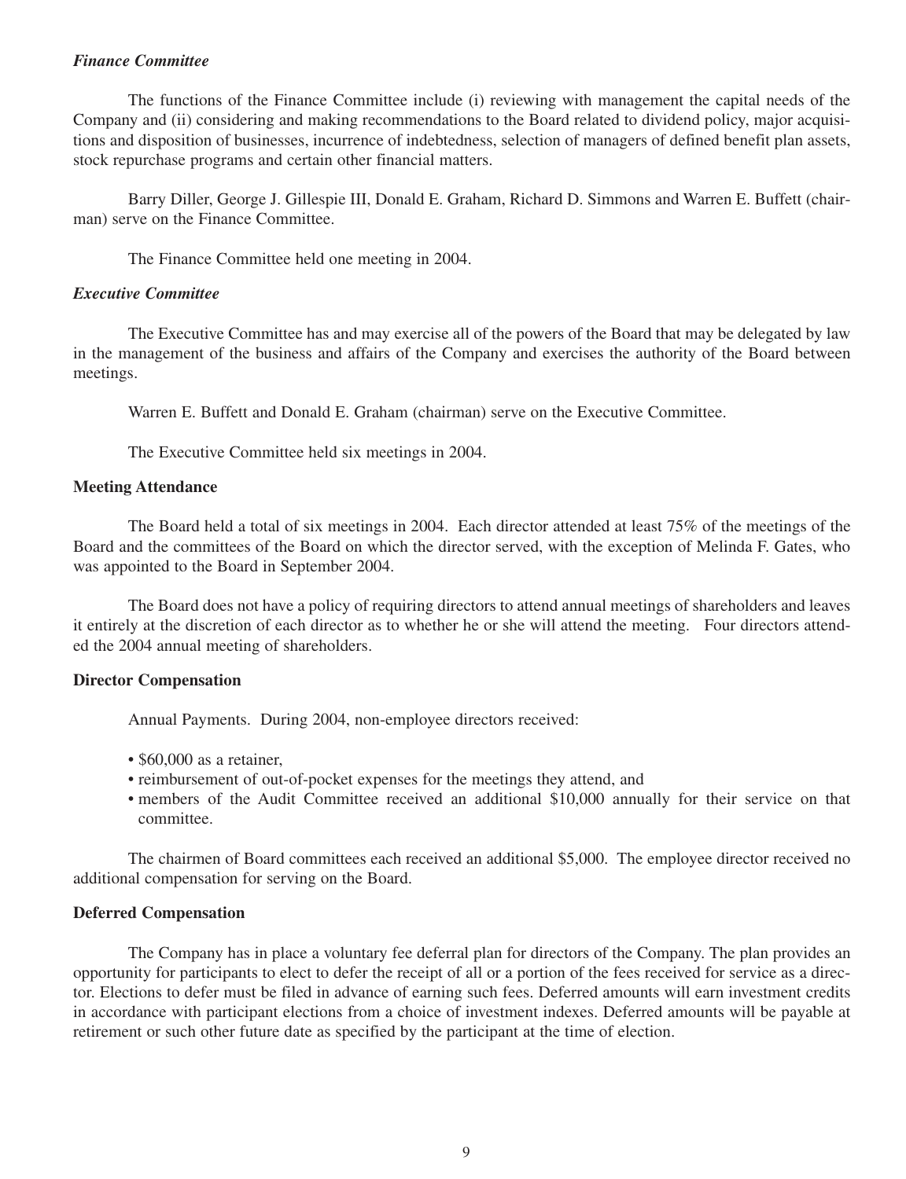### *Finance Committee*

The functions of the Finance Committee include (i) reviewing with management the capital needs of the Company and (ii) considering and making recommendations to the Board related to dividend policy, major acquisitions and disposition of businesses, incurrence of indebtedness, selection of managers of defined benefit plan assets, stock repurchase programs and certain other financial matters.

Barry Diller, George J. Gillespie III, Donald E. Graham, Richard D. Simmons and Warren E. Buffett (chairman) serve on the Finance Committee.

The Finance Committee held one meeting in 2004.

### *Executive Committee*

The Executive Committee has and may exercise all of the powers of the Board that may be delegated by law in the management of the business and affairs of the Company and exercises the authority of the Board between meetings.

Warren E. Buffett and Donald E. Graham (chairman) serve on the Executive Committee.

The Executive Committee held six meetings in 2004.

## Meeting Attendance

The Board held a total of six meetings in 2004. Each director attended at least 75% of the meetings of the Board and the committees of the Board on which the director served, with the exception of Melinda F. Gates, who was appointed to the Board in September 2004.

The Board does not have a policy of requiring directors to attend annual meetings of shareholders and leaves it entirely at the discretion of each director as to whether he or she will attend the meeting. Four directors attended the 2004 annual meeting of shareholders.

## Director Compensation

Annual Payments. During 2004, non-employee directors received:

- $60,000 as a retainer,
- reimbursement of out-of-pocket expenses for the meetings they attend, and
- members of the Audit Committee received an additional $10,000 annually for their service on that committee.

The chairmen of Board committees each received an additional $5,000. The employee director received no additional compensation for serving on the Board.

## Deferred Compensation

The Company has in place a voluntary fee deferral plan for directors of the Company. The plan provides an opportunity for participants to elect to defer the receipt of all or a portion of the fees received for service as a director. Elections to defer must be filed in advance of earning such fees. Deferred amounts will earn investment credits in accordance with participant elections from a choice of investment indexes. Deferred amounts will be payable at retirement or such other future date as specified by the participant at the time of election.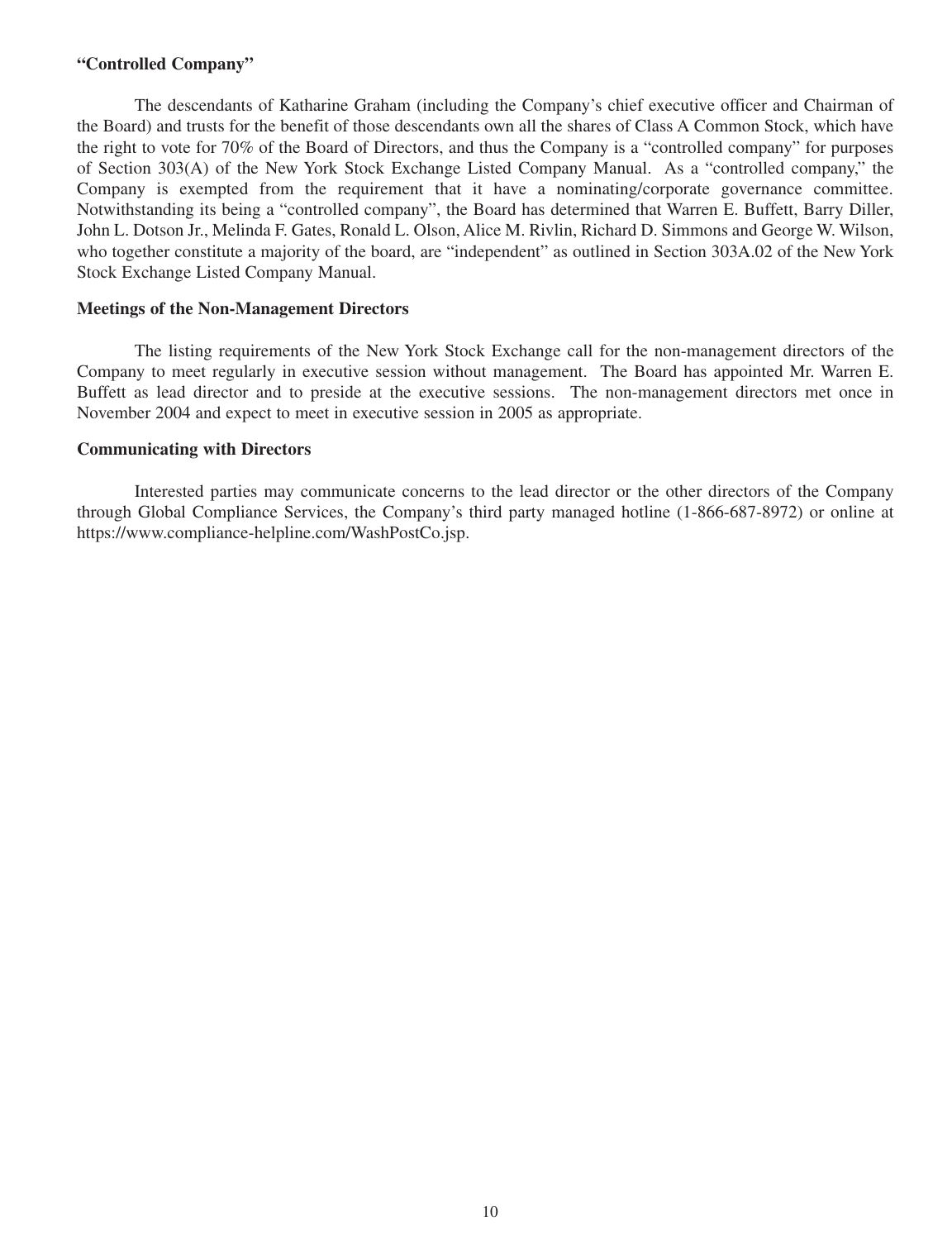**"Controlled Company"**

The descendants of Katharine Graham (including the Company's chief executive officer and Chairman of the Board) and trusts for the benefit of those descendants own all the shares of Class A Common Stock, which have the right to vote for 70% of the Board of Directors, and thus the Company is a "controlled company" for purposes of Section 303(A) of the New York Stock Exchange Listed Company Manual. As a "controlled company," the Company is exempted from the requirement that it have a nominating/corporate governance committee. Notwithstanding its being a "controlled company", the Board has determined that Warren E. Buffett, Barry Diller, John L. Dotson Jr., Melinda F. Gates, Ronald L. Olson, Alice M. Rivlin, Richard D. Simmons and George W. Wilson, who together constitute a majority of the board, are "independent" as outlined in Section 303A.02 of the New York Stock Exchange Listed Company Manual.

**Meetings of the Non-Management Directors**

The listing requirements of the New York Stock Exchange call for the non-management directors of the Company to meet regularly in executive session without management. The Board has appointed Mr. Warren E. Buffett as lead director and to preside at the executive sessions. The non-management directors met once in November 2004 and expect to meet in executive session in 2005 as appropriate.

**Communicating with Directors**

Interested parties may communicate concerns to the lead director or the other directors of the Company through Global Compliance Services, the Company's third party managed hotline (1-866-687-8972) or online at https://www.compliance-helpline.com/WashPostCo.jsp.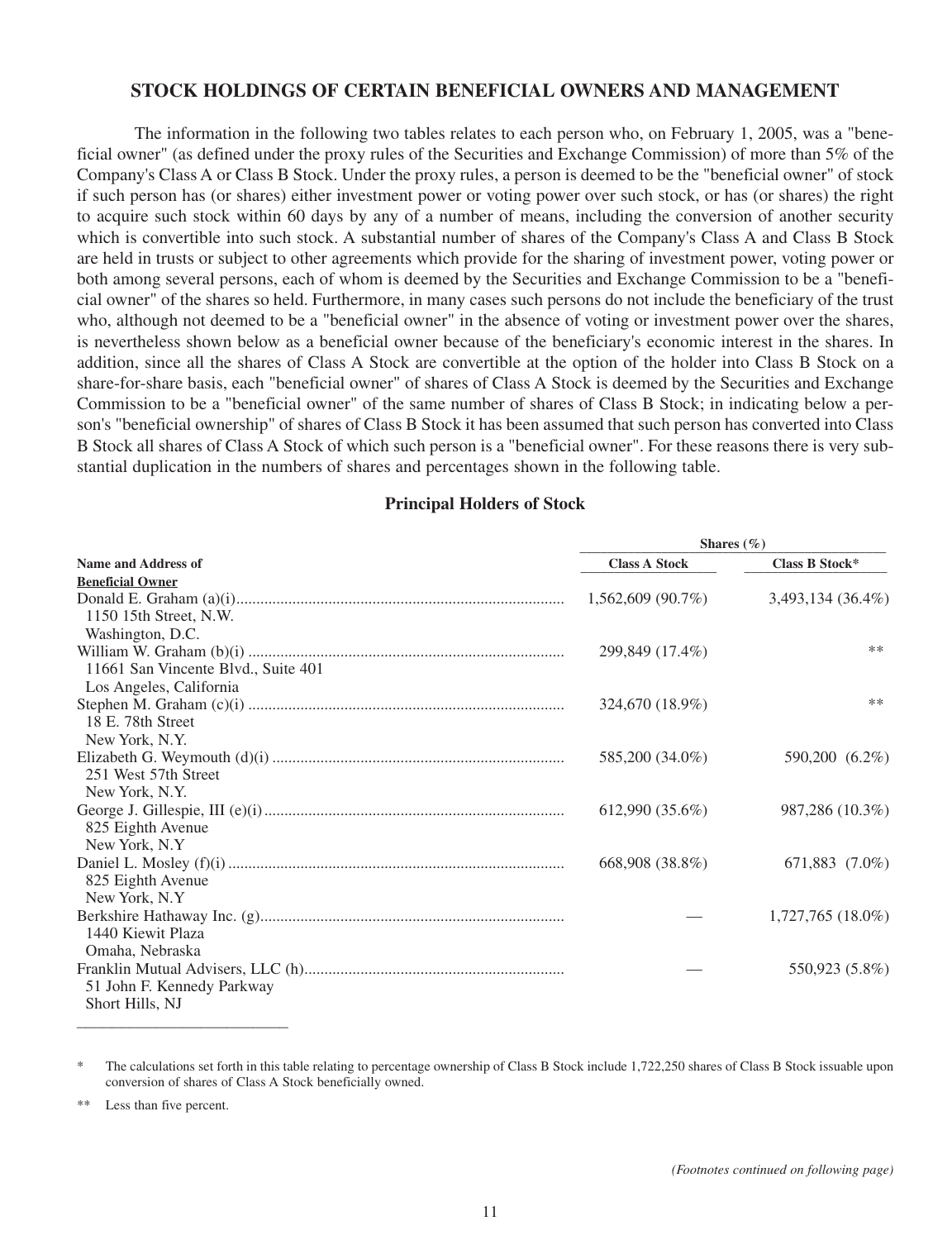## STOCK HOLDINGS OF CERTAIN BENEFICIAL OWNERS AND MANAGEMENT

The information in the following two tables relates to each person who, on February 1, 2005, was a "beneficial owner" (as defined under the proxy rules of the Securities and Exchange Commission) of more than 5% of the Company's Class A or Class B Stock. Under the proxy rules, a person is deemed to be the "beneficial owner" of stock if such person has (or shares) either investment power or voting power over such stock, or has (or shares) the right to acquire such stock within 60 days by any of a number of means, including the conversion of another security which is convertible into such stock. A substantial number of shares of the Company's Class A and Class B Stock are held in trusts or subject to other agreements which provide for the sharing of investment power, voting power or both among several persons, each of whom is deemed by the Securities and Exchange Commission to be a "beneficial owner" of the shares so held. Furthermore, in many cases such persons do not include the beneficiary of the trust who, although not deemed to be a "beneficial owner" in the absence of voting or investment power over the shares, is nevertheless shown below as a beneficial owner because of the beneficiary's economic interest in the shares. In addition, since all the shares of Class A Stock are convertible at the option of the holder into Class B Stock on a share-for-share basis, each "beneficial owner" of shares of Class A Stock is deemed by the Securities and Exchange Commission to be a "beneficial owner" of the same number of shares of Class B Stock; in indicating below a person's "beneficial ownership" of shares of Class B Stock it has been assumed that such person has converted into Class B Stock all shares of Class A Stock of which such person is a "beneficial owner". For these reasons there is very substantial duplication in the numbers of shares and percentages shown in the following table.

### Principal Holders of Stock

| Name and Address of Beneficial Owner | Shares (%) Class A Stock | Class B Stock* |
|---|---|---|
| Donald E. Graham (a)(i) 1150 15th Street, N.W. Washington, D.C. | 1,562,609 (90.7%) | 3,493,134 (36.4%) |
| William W. Graham (b)(i) 11661 San Vincente Blvd., Suite 401 Los Angeles, California | 299,849 (17.4%) | ** |
| Stephen M. Graham (c)(i) 18 E. 78th Street New York, N.Y. | 324,670 (18.9%) | ** |
| Elizabeth G. Weymouth (d)(i) 251 West 57th Street New York, N.Y. | 585,200 (34.0%) | 590,200 (6.2%) |
| George J. Gillespie, III (e)(i) 825 Eighth Avenue New York, N.Y | 612,990 (35.6%) | 987,286 (10.3%) |
| Daniel L. Mosley (f)(i) 825 Eighth Avenue New York, N.Y | 668,908 (38.8%) | 671,883 (7.0%) |
| Berkshire Hathaway Inc. (g) 1440 Kiewit Plaza Omaha, Nebraska | — | 1,727,765 (18.0%) |
| Franklin Mutual Advisers, LLC (h) 51 John F. Kennedy Parkway Short Hills, NJ | — | 550,923 (5.8%) |

\* The calculations set forth in this table relating to percentage ownership of Class B Stock include 1,722,250 shares of Class B Stock issuable upon conversion of shares of Class A Stock beneficially owned.

** Less than five percent.

*(Footnotes continued on following page)*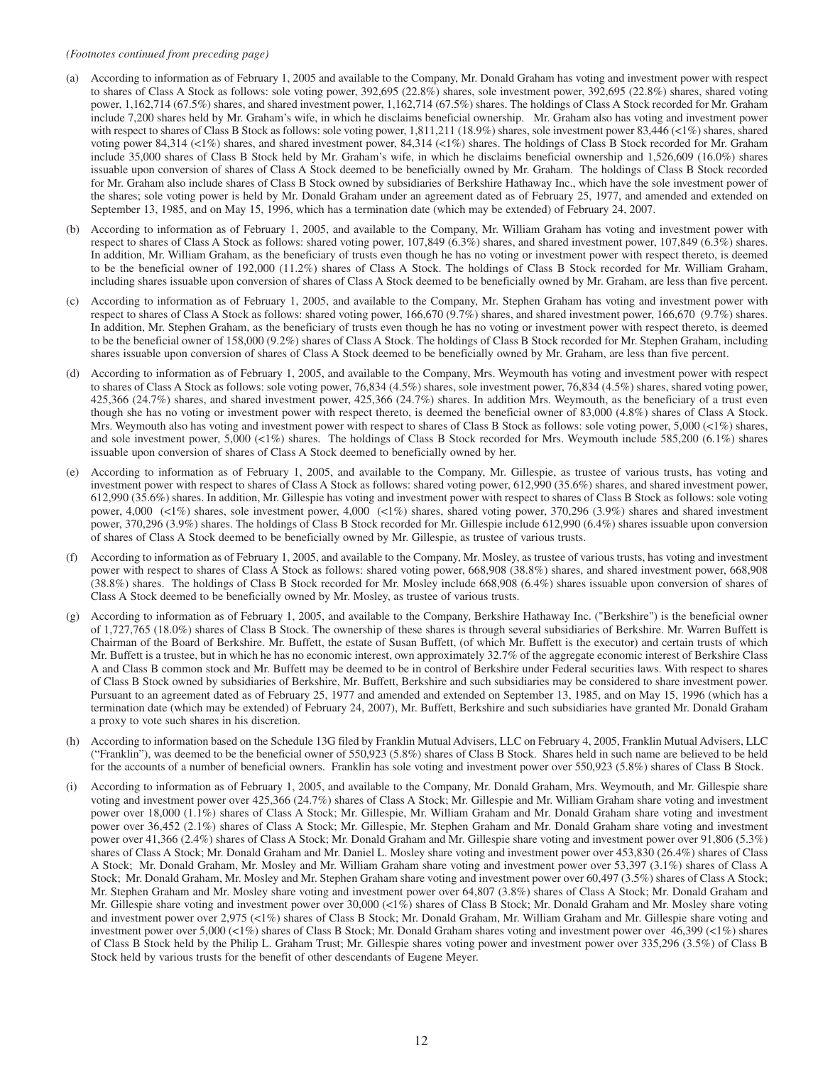*(Footnotes continued from preceding page)*

(a) According to information as of February 1, 2005 and available to the Company, Mr. Donald Graham has voting and investment power with respect to shares of Class A Stock as follows: sole voting power, 392,695 (22.8%) shares, sole investment power, 392,695 (22.8%) shares, shared voting power, 1,162,714 (67.5%) shares, and shared investment power, 1,162,714 (67.5%) shares. The holdings of Class A Stock recorded for Mr. Graham include 7,200 shares held by Mr. Graham's wife, in which he disclaims beneficial ownership. Mr. Graham also has voting and investment power with respect to shares of Class B Stock as follows: sole voting power, 1,811,211 (18.9%) shares, sole investment power 83,446 (<1%) shares, shared voting power 84,314 (<1%) shares, and shared investment power, 84,314 (<1%) shares. The holdings of Class B Stock recorded for Mr. Graham include 35,000 shares of Class B Stock held by Mr. Graham's wife, in which he disclaims beneficial ownership and 1,526,609 (16.0%) shares issuable upon conversion of shares of Class A Stock deemed to be beneficially owned by Mr. Graham. The holdings of Class B Stock recorded for Mr. Graham also include shares of Class B Stock owned by subsidiaries of Berkshire Hathaway Inc., which have the sole investment power of the shares; sole voting power is held by Mr. Donald Graham under an agreement dated as of February 25, 1977, and amended and extended on September 13, 1985, and on May 15, 1996, which has a termination date (which may be extended) of February 24, 2007.

(b) According to information as of February 1, 2005, and available to the Company, Mr. William Graham has voting and investment power with respect to shares of Class A Stock as follows: shared voting power, 107,849 (6.3%) shares, and shared investment power, 107,849 (6.3%) shares. In addition, Mr. William Graham, as the beneficiary of trusts even though he has no voting or investment power with respect thereto, is deemed to be the beneficial owner of 192,000 (11.2%) shares of Class A Stock. The holdings of Class B Stock recorded for Mr. William Graham, including shares issuable upon conversion of shares of Class A Stock deemed to be beneficially owned by Mr. Graham, are less than five percent.

(c) According to information as of February 1, 2005, and available to the Company, Mr. Stephen Graham has voting and investment power with respect to shares of Class A Stock as follows: shared voting power, 166,670 (9.7%) shares, and shared investment power, 166,670 (9.7%) shares. In addition, Mr. Stephen Graham, as the beneficiary of trusts even though he has no voting or investment power with respect thereto, is deemed to be the beneficial owner of 158,000 (9.2%) shares of Class A Stock. The holdings of Class B Stock recorded for Mr. Stephen Graham, including shares issuable upon conversion of shares of Class A Stock deemed to be beneficially owned by Mr. Graham, are less than five percent.

(d) According to information as of February 1, 2005, and available to the Company, Mrs. Weymouth has voting and investment power with respect to shares of Class A Stock as follows: sole voting power, 76,834 (4.5%) shares, sole investment power, 76,834 (4.5%) shares, shared voting power, 425,366 (24.7%) shares, and shared investment power, 425,366 (24.7%) shares. In addition Mrs. Weymouth, as the beneficiary of a trust even though she has no voting or investment power with respect thereto, is deemed the beneficial owner of 83,000 (4.8%) shares of Class A Stock. Mrs. Weymouth also has voting and investment power with respect to shares of Class B Stock as follows: sole voting power, 5,000 (<1%) shares, and sole investment power, 5,000 (<1%) shares. The holdings of Class B Stock recorded for Mrs. Weymouth include 585,200 (6.1%) shares issuable upon conversion of shares of Class A Stock deemed to beneficially owned by her.

(e) According to information as of February 1, 2005, and available to the Company, Mr. Gillespie, as trustee of various trusts, has voting and investment power with respect to shares of Class A Stock as follows: shared voting power, 612,990 (35.6%) shares, and shared investment power, 612,990 (35.6%) shares. In addition, Mr. Gillespie has voting and investment power with respect to shares of Class B Stock as follows: sole voting power, 4,000 (<1%) shares, sole investment power, 4,000 (<1%) shares, shared voting power, 370,296 (3.9%) shares and shared investment power, 370,296 (3.9%) shares. The holdings of Class B Stock recorded for Mr. Gillespie include 612,990 (6.4%) shares issuable upon conversion of shares of Class A Stock deemed to be beneficially owned by Mr. Gillespie, as trustee of various trusts.

(f) According to information as of February 1, 2005, and available to the Company, Mr. Mosley, as trustee of various trusts, has voting and investment power with respect to shares of Class A Stock as follows: shared voting power, 668,908 (38.8%) shares, and shared investment power, 668,908 (38.8%) shares. The holdings of Class B Stock recorded for Mr. Mosley include 668,908 (6.4%) shares issuable upon conversion of shares of Class A Stock deemed to be beneficially owned by Mr. Mosley, as trustee of various trusts.

(g) According to information as of February 1, 2005, and available to the Company, Berkshire Hathaway Inc. ("Berkshire") is the beneficial owner of 1,727,765 (18.0%) shares of Class B Stock. The ownership of these shares is through several subsidiaries of Berkshire. Mr. Warren Buffett is Chairman of the Board of Berkshire. Mr. Buffett, the estate of Susan Buffett, (of which Mr. Buffett is the executor) and certain trusts of which Mr. Buffett is a trustee, but in which he has no economic interest, own approximately 32.7% of the aggregate economic interest of Berkshire Class A and Class B common stock and Mr. Buffett may be deemed to be in control of Berkshire under Federal securities laws. With respect to shares of Class B Stock owned by subsidiaries of Berkshire, Mr. Buffett, Berkshire and such subsidiaries may be considered to share investment power. Pursuant to an agreement dated as of February 25, 1977 and amended and extended on September 13, 1985, and on May 15, 1996 (which has a termination date (which may be extended) of February 24, 2007), Mr. Buffett, Berkshire and such subsidiaries have granted Mr. Donald Graham a proxy to vote such shares in his discretion.

(h) According to information based on the Schedule 13G filed by Franklin Mutual Advisers, LLC on February 4, 2005, Franklin Mutual Advisers, LLC ("Franklin"), was deemed to be the beneficial owner of 550,923 (5.8%) shares of Class B Stock. Shares held in such name are believed to be held for the accounts of a number of beneficial owners. Franklin has sole voting and investment power over 550,923 (5.8%) shares of Class B Stock.

(i) According to information as of February 1, 2005, and available to the Company, Mr. Donald Graham, Mrs. Weymouth, and Mr. Gillespie share voting and investment power over 425,366 (24.7%) shares of Class A Stock; Mr. Gillespie and Mr. William Graham share voting and investment power over 18,000 (1.1%) shares of Class A Stock; Mr. Gillespie, Mr. William Graham and Mr. Donald Graham share voting and investment power over 36,452 (2.1%) shares of Class A Stock; Mr. Gillespie, Mr. Stephen Graham and Mr. Donald Graham share voting and investment power over 41,366 (2.4%) shares of Class A Stock; Mr. Donald Graham and Mr. Gillespie share voting and investment power over 91,806 (5.3%) shares of Class A Stock; Mr. Donald Graham and Mr. Daniel L. Mosley share voting and investment power over 453,830 (26.4%) shares of Class A Stock; Mr. Donald Graham, Mr. Mosley and Mr. William Graham share voting and investment power over 53,397 (3.1%) shares of Class A Stock; Mr. Donald Graham, Mr. Mosley and Mr. Stephen Graham share voting and investment power over 60,497 (3.5%) shares of Class A Stock; Mr. Stephen Graham and Mr. Mosley share voting and investment power over 64,807 (3.8%) shares of Class A Stock; Mr. Donald Graham and Mr. Gillespie share voting and investment power over 30,000 (<1%) shares of Class B Stock; Mr. Donald Graham and Mr. Mosley share voting and investment power over 2,975 (<1%) shares of Class B Stock; Mr. Donald Graham, Mr. William Graham and Mr. Gillespie share voting and investment power over 5,000 (<1%) shares of Class B Stock; Mr. Donald Graham shares voting and investment power over 46,399 (<1%) shares of Class B Stock held by the Philip L. Graham Trust; Mr. Gillespie shares voting power and investment power over 335,296 (3.5%) of Class B Stock held by various trusts for the benefit of other descendants of Eugene Meyer.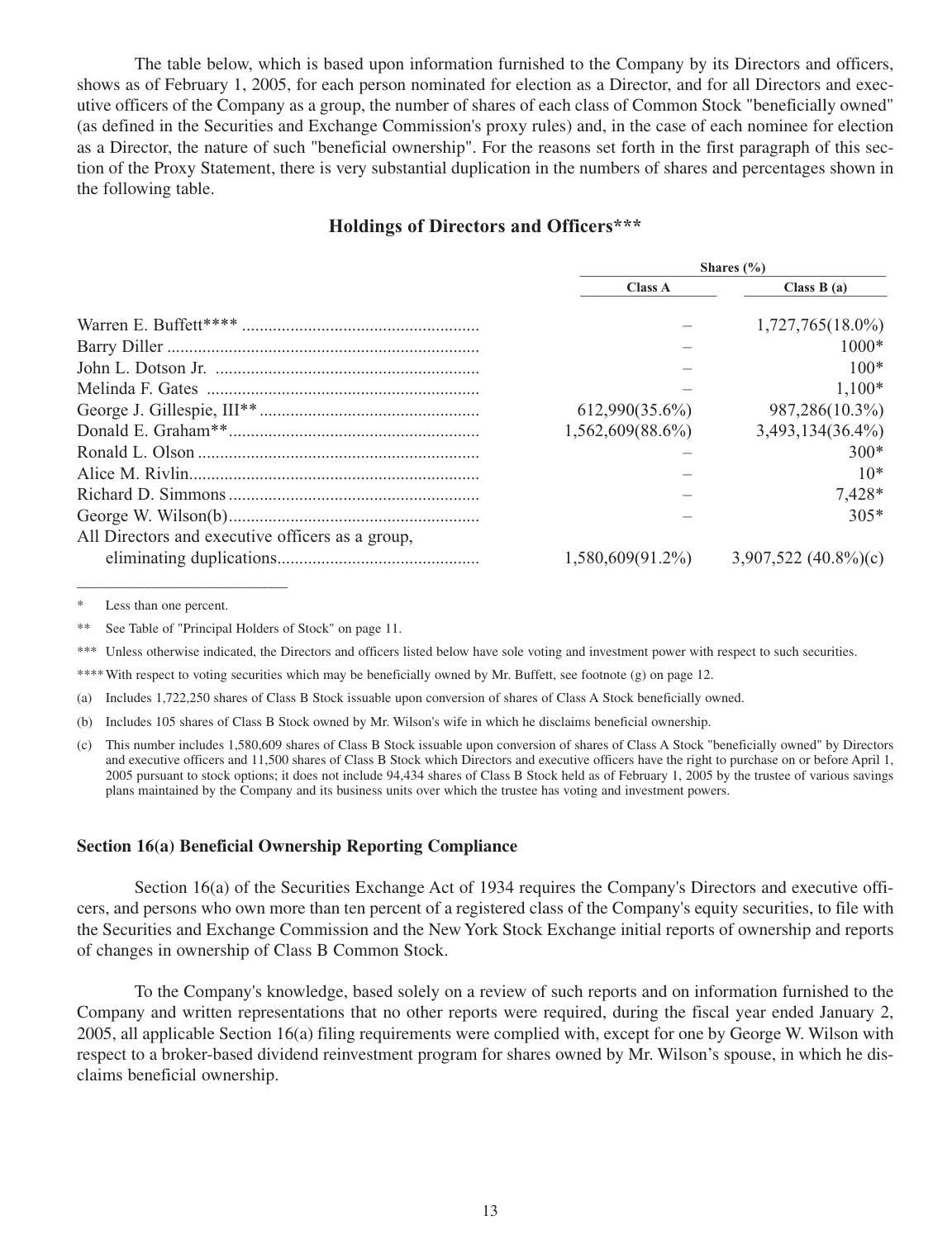The table below, which is based upon information furnished to the Company by its Directors and officers, shows as of February 1, 2005, for each person nominated for election as a Director, and for all Directors and executive officers of the Company as a group, the number of shares of each class of Common Stock "beneficially owned" (as defined in the Securities and Exchange Commission's proxy rules) and, in the case of each nominee for election as a Director, the nature of such "beneficial ownership". For the reasons set forth in the first paragraph of this section of the Proxy Statement, there is very substantial duplication in the numbers of shares and percentages shown in the following table.

## Holdings of Directors and Officers***

| | Shares (%) | |
|---|---|---|
| | Class A | Class B (a) |
| Warren E. Buffett**** | – | 1,727,765(18.0%) |
| Barry Diller | – | 1000* |
| John L. Dotson Jr. | – | 100* |
| Melinda F. Gates | – | 1,100* |
| George J. Gillespie, III** | 612,990(35.6%) | 987,286(10.3%) |
| Donald E. Graham** | 1,562,609(88.6%) | 3,493,134(36.4%) |
| Ronald L. Olson | – | 300* |
| Alice M. Rivlin | – | 10* |
| Richard D. Simmons | – | 7,428* |
| George W. Wilson(b) | – | 305* |
| All Directors and executive officers as a group, eliminating duplications | 1,580,609(91.2%) | 3,907,522 (40.8%)(c) |

\* Less than one percent.

** See Table of "Principal Holders of Stock" on page 11.

*** Unless otherwise indicated, the Directors and officers listed below have sole voting and investment power with respect to such securities.

**** With respect to voting securities which may be beneficially owned by Mr. Buffett, see footnote (g) on page 12.

(a) Includes 1,722,250 shares of Class B Stock issuable upon conversion of shares of Class A Stock beneficially owned.

(b) Includes 105 shares of Class B Stock owned by Mr. Wilson's wife in which he disclaims beneficial ownership.

(c) This number includes 1,580,609 shares of Class B Stock issuable upon conversion of shares of Class A Stock "beneficially owned" by Directors and executive officers and 11,500 shares of Class B Stock which Directors and executive officers have the right to purchase on or before April 1, 2005 pursuant to stock options; it does not include 94,434 shares of Class B Stock held as of February 1, 2005 by the trustee of various savings plans maintained by the Company and its business units over which the trustee has voting and investment powers.

### Section 16(a) Beneficial Ownership Reporting Compliance

Section 16(a) of the Securities Exchange Act of 1934 requires the Company's Directors and executive officers, and persons who own more than ten percent of a registered class of the Company's equity securities, to file with the Securities and Exchange Commission and the New York Stock Exchange initial reports of ownership and reports of changes in ownership of Class B Common Stock.

To the Company's knowledge, based solely on a review of such reports and on information furnished to the Company and written representations that no other reports were required, during the fiscal year ended January 2, 2005, all applicable Section 16(a) filing requirements were complied with, except for one by George W. Wilson with respect to a broker-based dividend reinvestment program for shares owned by Mr. Wilson's spouse, in which he disclaims beneficial ownership.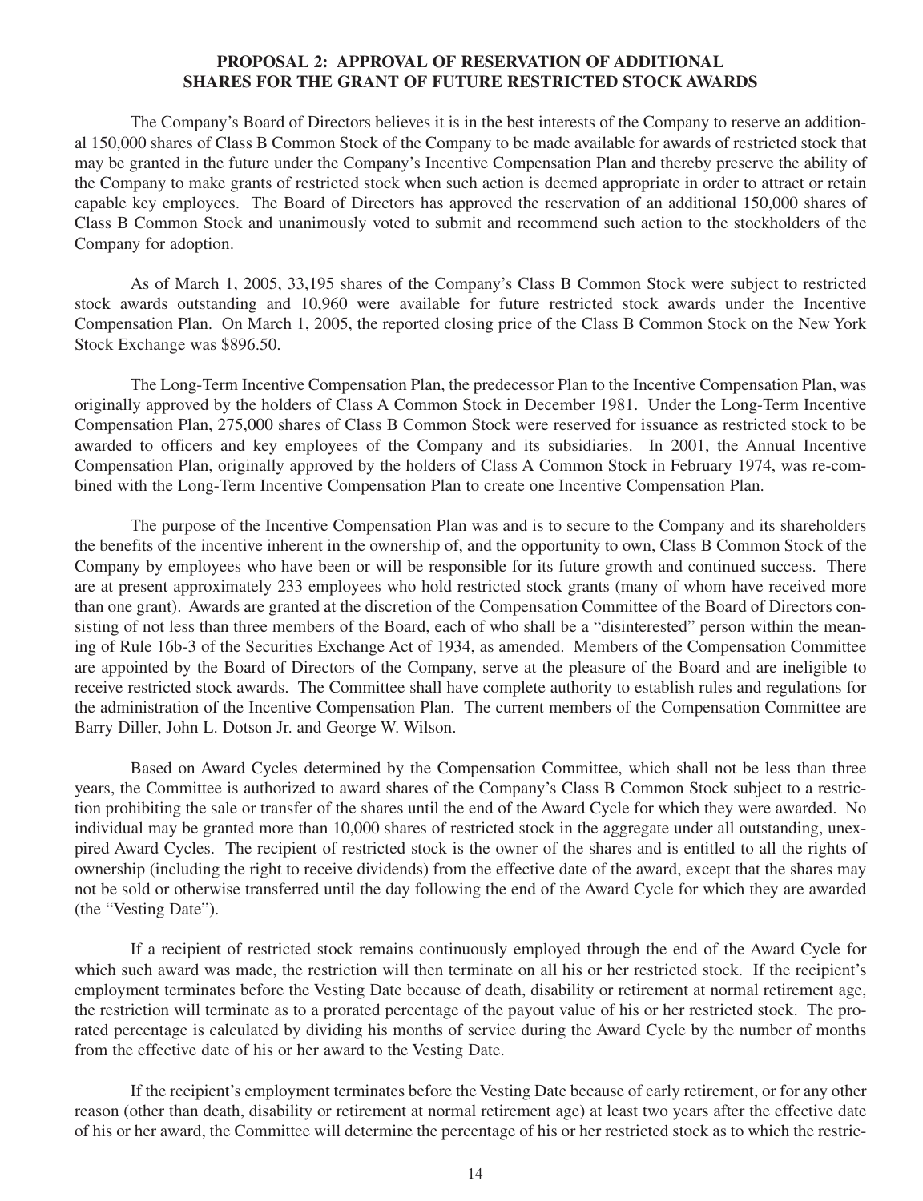## PROPOSAL 2: APPROVAL OF RESERVATION OF ADDITIONAL SHARES FOR THE GRANT OF FUTURE RESTRICTED STOCK AWARDS

The Company's Board of Directors believes it is in the best interests of the Company to reserve an additional 150,000 shares of Class B Common Stock of the Company to be made available for awards of restricted stock that may be granted in the future under the Company's Incentive Compensation Plan and thereby preserve the ability of the Company to make grants of restricted stock when such action is deemed appropriate in order to attract or retain capable key employees. The Board of Directors has approved the reservation of an additional 150,000 shares of Class B Common Stock and unanimously voted to submit and recommend such action to the stockholders of the Company for adoption.

As of March 1, 2005, 33,195 shares of the Company's Class B Common Stock were subject to restricted stock awards outstanding and 10,960 were available for future restricted stock awards under the Incentive Compensation Plan. On March 1, 2005, the reported closing price of the Class B Common Stock on the New York Stock Exchange was $896.50.

The Long-Term Incentive Compensation Plan, the predecessor Plan to the Incentive Compensation Plan, was originally approved by the holders of Class A Common Stock in December 1981. Under the Long-Term Incentive Compensation Plan, 275,000 shares of Class B Common Stock were reserved for issuance as restricted stock to be awarded to officers and key employees of the Company and its subsidiaries. In 2001, the Annual Incentive Compensation Plan, originally approved by the holders of Class A Common Stock in February 1974, was re-combined with the Long-Term Incentive Compensation Plan to create one Incentive Compensation Plan.

The purpose of the Incentive Compensation Plan was and is to secure to the Company and its shareholders the benefits of the incentive inherent in the ownership of, and the opportunity to own, Class B Common Stock of the Company by employees who have been or will be responsible for its future growth and continued success. There are at present approximately 233 employees who hold restricted stock grants (many of whom have received more than one grant). Awards are granted at the discretion of the Compensation Committee of the Board of Directors consisting of not less than three members of the Board, each of who shall be a "disinterested" person within the meaning of Rule 16b-3 of the Securities Exchange Act of 1934, as amended. Members of the Compensation Committee are appointed by the Board of Directors of the Company, serve at the pleasure of the Board and are ineligible to receive restricted stock awards. The Committee shall have complete authority to establish rules and regulations for the administration of the Incentive Compensation Plan. The current members of the Compensation Committee are Barry Diller, John L. Dotson Jr. and George W. Wilson.

Based on Award Cycles determined by the Compensation Committee, which shall not be less than three years, the Committee is authorized to award shares of the Company's Class B Common Stock subject to a restriction prohibiting the sale or transfer of the shares until the end of the Award Cycle for which they were awarded. No individual may be granted more than 10,000 shares of restricted stock in the aggregate under all outstanding, unexpired Award Cycles. The recipient of restricted stock is the owner of the shares and is entitled to all the rights of ownership (including the right to receive dividends) from the effective date of the award, except that the shares may not be sold or otherwise transferred until the day following the end of the Award Cycle for which they are awarded (the "Vesting Date").

If a recipient of restricted stock remains continuously employed through the end of the Award Cycle for which such award was made, the restriction will then terminate on all his or her restricted stock. If the recipient's employment terminates before the Vesting Date because of death, disability or retirement at normal retirement age, the restriction will terminate as to a prorated percentage of the payout value of his or her restricted stock. The prorated percentage is calculated by dividing his months of service during the Award Cycle by the number of months from the effective date of his or her award to the Vesting Date.

If the recipient's employment terminates before the Vesting Date because of early retirement, or for any other reason (other than death, disability or retirement at normal retirement age) at least two years after the effective date of his or her award, the Committee will determine the percentage of his or her restricted stock as to which the restric-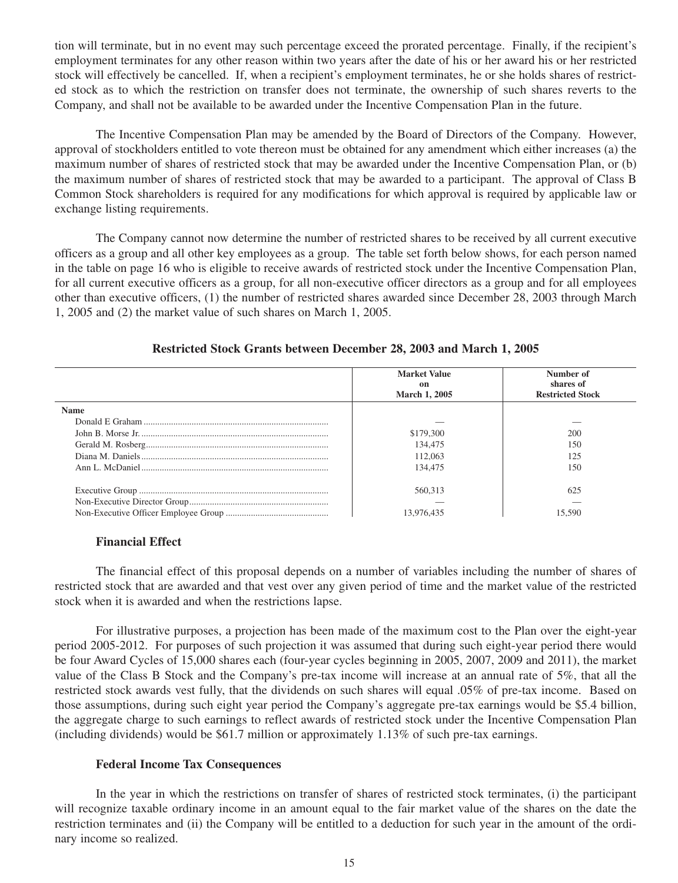tion will terminate, but in no event may such percentage exceed the prorated percentage. Finally, if the recipient's employment terminates for any other reason within two years after the date of his or her award his or her restricted stock will effectively be cancelled. If, when a recipient's employment terminates, he or she holds shares of restricted stock as to which the restriction on transfer does not terminate, the ownership of such shares reverts to the Company, and shall not be available to be awarded under the Incentive Compensation Plan in the future.

The Incentive Compensation Plan may be amended by the Board of Directors of the Company. However, approval of stockholders entitled to vote thereon must be obtained for any amendment which either increases (a) the maximum number of shares of restricted stock that may be awarded under the Incentive Compensation Plan, or (b) the maximum number of shares of restricted stock that may be awarded to a participant. The approval of Class B Common Stock shareholders is required for any modifications for which approval is required by applicable law or exchange listing requirements.

The Company cannot now determine the number of restricted shares to be received by all current executive officers as a group and all other key employees as a group. The table set forth below shows, for each person named in the table on page 16 who is eligible to receive awards of restricted stock under the Incentive Compensation Plan, for all current executive officers as a group, for all non-executive officer directors as a group and for all employees other than executive officers, (1) the number of restricted shares awarded since December 28, 2003 through March 1, 2005 and (2) the market value of such shares on March 1, 2005.

**Restricted Stock Grants between December 28, 2003 and March 1, 2005**

| | Market Value on March 1, 2005 | Number of shares of Restricted Stock |
|---|---|---|
| **Name** | | |
| Donald E Graham | — | — |
| John B. Morse Jr. | $179,300 | 200 |
| Gerald M. Rosberg | 134,475 | 150 |
| Diana M. Daniels | 112,063 | 125 |
| Ann L. McDaniel | 134,475 | 150 |
| Executive Group | 560,313 | 625 |
| Non-Executive Director Group | — | — |
| Non-Executive Officer Employee Group | 13,976,435 | 15,590 |

### Financial Effect

The financial effect of this proposal depends on a number of variables including the number of shares of restricted stock that are awarded and that vest over any given period of time and the market value of the restricted stock when it is awarded and when the restrictions lapse.

For illustrative purposes, a projection has been made of the maximum cost to the Plan over the eight-year period 2005-2012. For purposes of such projection it was assumed that during such eight-year period there would be four Award Cycles of 15,000 shares each (four-year cycles beginning in 2005, 2007, 2009 and 2011), the market value of the Class B Stock and the Company's pre-tax income will increase at an annual rate of 5%, that all the restricted stock awards vest fully, that the dividends on such shares will equal .05% of pre-tax income. Based on those assumptions, during such eight year period the Company's aggregate pre-tax earnings would be $5.4 billion, the aggregate charge to such earnings to reflect awards of restricted stock under the Incentive Compensation Plan (including dividends) would be $61.7 million or approximately 1.13% of such pre-tax earnings.

### Federal Income Tax Consequences

In the year in which the restrictions on transfer of shares of restricted stock terminates, (i) the participant will recognize taxable ordinary income in an amount equal to the fair market value of the shares on the date the restriction terminates and (ii) the Company will be entitled to a deduction for such year in the amount of the ordinary income so realized.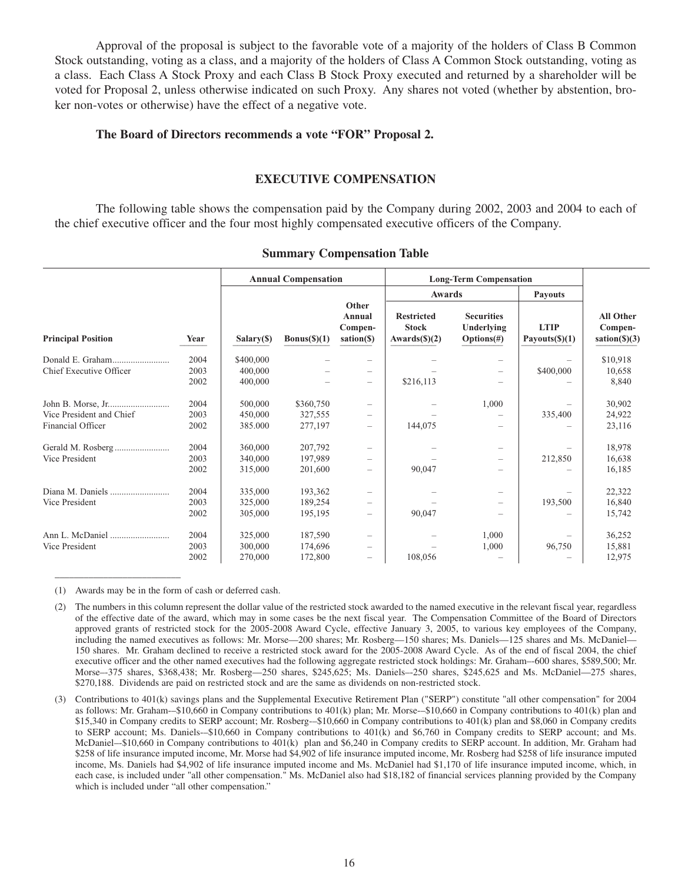Approval of the proposal is subject to the favorable vote of a majority of the holders of Class B Common Stock outstanding, voting as a class, and a majority of the holders of Class A Common Stock outstanding, voting as a class. Each Class A Stock Proxy and each Class B Stock Proxy executed and returned by a shareholder will be voted for Proposal 2, unless otherwise indicated on such Proxy. Any shares not voted (whether by abstention, broker non-votes or otherwise) have the effect of a negative vote.

**The Board of Directors recommends a vote "FOR" Proposal 2.**

## EXECUTIVE COMPENSATION

The following table shows the compensation paid by the Company during 2002, 2003 and 2004 to each of the chief executive officer and the four most highly compensated executive officers of the Company.

### Summary Compensation Table

| | | Annual Compensation | | | Long-Term Compensation | | | |
|---|---|---|---|---|---|---|---|---|
| | | | | | Awards | | Payouts | |
| Principal Position | Year | Salary($) | Bonus($)(1) | Other Annual Compen- sation($) | Restricted Stock Awards($)(2) | Securities Underlying Options(#) | LTIP Payouts($)(1) | All Other Compen- sation($)(3) |
| Donald E. Graham | 2004 | $400,000 | – | – | – | – | – | $10,918 |
| Chief Executive Officer | 2003 | 400,000 | – | – | – | – | $400,000 | 10,658 |
| | 2002 | 400,000 | – | – | $216,113 | – | – | 8,840 |
| John B. Morse, Jr. | 2004 | 500,000 | $360,750 | – | – | 1,000 | – | 30,902 |
| Vice President and Chief | 2003 | 450,000 | 327,555 | – | – | – | 335,400 | 24,922 |
| Financial Officer | 2002 | 385.000 | 277,197 | – | 144,075 | – | – | 23,116 |
| Gerald M. Rosberg | 2004 | 360,000 | 207,792 | – | – | – | – | 18,978 |
| Vice President | 2003 | 340,000 | 197,989 | – | – | – | 212,850 | 16,638 |
| | 2002 | 315,000 | 201,600 | – | 90,047 | – | – | 16,185 |
| Diana M. Daniels | 2004 | 335,000 | 193,362 | – | – | – | – | 22,322 |
| Vice President | 2003 | 325,000 | 189,254 | – | – | – | 193,500 | 16,840 |
| | 2002 | 305,000 | 195,195 | – | 90,047 | – | – | 15,742 |
| Ann L. McDaniel | 2004 | 325,000 | 187,590 | – | – | 1,000 | – | 36,252 |
| Vice President | 2003 | 300,000 | 174,696 | – | – | 1,000 | 96,750 | 15,881 |
| | 2002 | 270,000 | 172,800 | – | 108,056 | – | – | 12,975 |

(1) Awards may be in the form of cash or deferred cash.

(2) The numbers in this column represent the dollar value of the restricted stock awarded to the named executive in the relevant fiscal year, regardless of the effective date of the award, which may in some cases be the next fiscal year. The Compensation Committee of the Board of Directors approved grants of restricted stock for the 2005-2008 Award Cycle, effective January 3, 2005, to various key employees of the Company, including the named executives as follows: Mr. Morse—200 shares; Mr. Rosberg—150 shares; Ms. Daniels—125 shares and Ms. McDaniel—150 shares. Mr. Graham declined to receive a restricted stock award for the 2005-2008 Award Cycle. As of the end of fiscal 2004, the chief executive officer and the other named executives had the following aggregate restricted stock holdings: Mr. Graham–-600 shares, $589,500; Mr. Morse–-375 shares, $368,438; Mr. Rosberg—250 shares, $245,625; Ms. Daniels–-250 shares, $245,625 and Ms. McDaniel—275 shares, $270,188. Dividends are paid on restricted stock and are the same as dividends on non-restricted stock.

(3) Contributions to 401(k) savings plans and the Supplemental Executive Retirement Plan ("SERP") constitute "all other compensation" for 2004 as follows: Mr. Graham–-$10,660 in Company contributions to 401(k) plan; Mr. Morse–-$10,660 in Company contributions to 401(k) plan and $15,340 in Company credits to SERP account; Mr. Rosberg–-$10,660 in Company contributions to 401(k) plan and $8,060 in Company credits to SERP account; Ms. Daniels–-$10,660 in Company contributions to 401(k) and $6,760 in Company credits to SERP account; and Ms. McDaniel–-$10,660 in Company contributions to 401(k) plan and $6,240 in Company credits to SERP account. In addition, Mr. Graham had $258 of life insurance imputed income, Mr. Morse had $4,902 of life insurance imputed income, Mr. Rosberg had $258 of life insurance imputed income, Ms. Daniels had $4,902 of life insurance imputed income and Ms. McDaniel had $1,170 of life insurance imputed income, which, in each case, is included under "all other compensation." Ms. McDaniel also had $18,182 of financial services planning provided by the Company which is included under "all other compensation."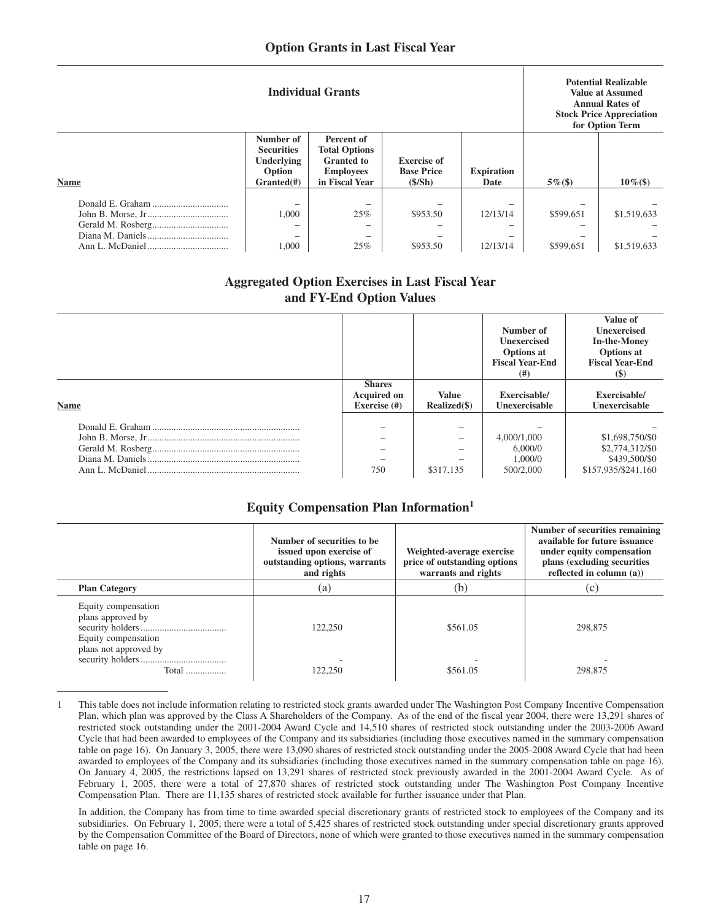## Option Grants in Last Fiscal Year

| Individual Grants | | | | | Potential Realizable Value at Assumed Annual Rates of Stock Price Appreciation for Option Term | |
|---|---|---|---|---|---|---|
| Name | Number of Securities Underlying Option Granted(#) | Percent of Total Options Granted to Employees in Fiscal Year | Exercise of Base Price ($/Sh) | Expiration Date | 5%($) | 10%($) |
| Donald E. Graham | – | – | – | – | – | – |
| John B. Morse, Jr | 1,000 | 25% | $953.50 | 12/13/14 | $599,651 | $1,519,633 |
| Gerald M. Rosberg | – | – | – | – | – | – |
| Diana M. Daniels | – | – | – | – | – | – |
| Ann L. McDaniel | 1,000 | 25% | $953.50 | 12/13/14 | $599,651 | $1,519,633 |

## Aggregated Option Exercises in Last Fiscal Year and FY-End Option Values

| | | | Number of Unexercised Options at Fiscal Year-End (#) | Value of Unexercised In-the-Money Options at Fiscal Year-End ($) |
|---|---|---|---|---|
| Name | Shares Acquired on Exercise (#) | Value Realized($) | Exercisable/ Unexercisable | Exercisable/ Unexercisable |
| Donald E. Graham | – | – | – | – |
| John B. Morse, Jr | – | – | 4,000/1,000 | $1,698,750/$0 |
| Gerald M. Rosberg | – | – | 6,000/0 | $2,774,312/$0 |
| Diana M. Daniels | – | – | 1,000/0 | $439,500/$0 |
| Ann L. McDaniel | 750 | $317,135 | 500/2,000 | $157,935/$241,160 |

## Equity Compensation Plan Information[1]

| | Number of securities to be issued upon exercise of outstanding options, warrants and rights | Weighted-average exercise price of outstanding options warrants and rights | Number of securities remaining available for future issuance under equity compensation plans (excluding securities reflected in column (a)) |
|---|---|---|---|
| Plan Category | (a) | (b) | (c) |
| Equity compensation plans approved by security holders | 122,250 | $561.05 | 298,875 |
| Equity compensation plans not approved by security holders | - | - | - |
| Total | 122,250 | $561.05 | 298,875 |

1 This table does not include information relating to restricted stock grants awarded under The Washington Post Company Incentive Compensation Plan, which plan was approved by the Class A Shareholders of the Company. As of the end of the fiscal year 2004, there were 13,291 shares of restricted stock outstanding under the 2001-2004 Award Cycle and 14,510 shares of restricted stock outstanding under the 2003-2006 Award Cycle that had been awarded to employees of the Company and its subsidiaries (including those executives named in the summary compensation table on page 16). On January 3, 2005, there were 13,090 shares of restricted stock outstanding under the 2005-2008 Award Cycle that had been awarded to employees of the Company and its subsidiaries (including those executives named in the summary compensation table on page 16). On January 4, 2005, the restrictions lapsed on 13,291 shares of restricted stock previously awarded in the 2001-2004 Award Cycle. As of February 1, 2005, there were a total of 27,870 shares of restricted stock outstanding under The Washington Post Company Incentive Compensation Plan. There are 11,135 shares of restricted stock available for further issuance under that Plan.

In addition, the Company has from time to time awarded special discretionary grants of restricted stock to employees of the Company and its subsidiaries. On February 1, 2005, there were a total of 5,425 shares of restricted stock outstanding under special discretionary grants approved by the Compensation Committee of the Board of Directors, none of which were granted to those executives named in the summary compensation table on page 16.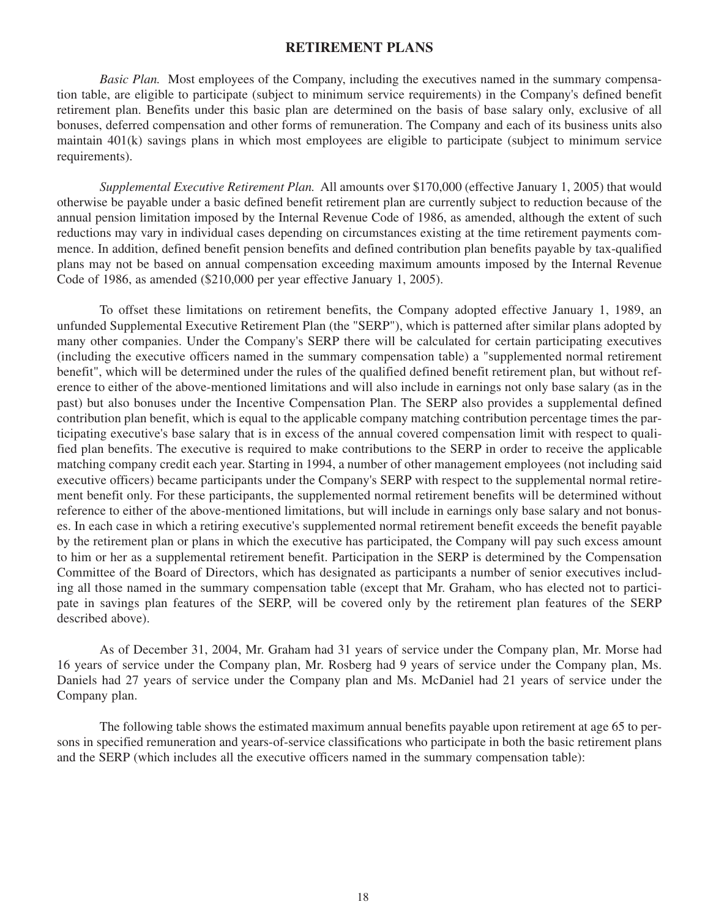## RETIREMENT PLANS

*Basic Plan.* Most employees of the Company, including the executives named in the summary compensation table, are eligible to participate (subject to minimum service requirements) in the Company's defined benefit retirement plan. Benefits under this basic plan are determined on the basis of base salary only, exclusive of all bonuses, deferred compensation and other forms of remuneration. The Company and each of its business units also maintain 401(k) savings plans in which most employees are eligible to participate (subject to minimum service requirements).

*Supplemental Executive Retirement Plan.* All amounts over $170,000 (effective January 1, 2005) that would otherwise be payable under a basic defined benefit retirement plan are currently subject to reduction because of the annual pension limitation imposed by the Internal Revenue Code of 1986, as amended, although the extent of such reductions may vary in individual cases depending on circumstances existing at the time retirement payments commence. In addition, defined benefit pension benefits and defined contribution plan benefits payable by tax-qualified plans may not be based on annual compensation exceeding maximum amounts imposed by the Internal Revenue Code of 1986, as amended ($210,000 per year effective January 1, 2005).

To offset these limitations on retirement benefits, the Company adopted effective January 1, 1989, an unfunded Supplemental Executive Retirement Plan (the "SERP"), which is patterned after similar plans adopted by many other companies. Under the Company's SERP there will be calculated for certain participating executives (including the executive officers named in the summary compensation table) a "supplemented normal retirement benefit", which will be determined under the rules of the qualified defined benefit retirement plan, but without reference to either of the above-mentioned limitations and will also include in earnings not only base salary (as in the past) but also bonuses under the Incentive Compensation Plan. The SERP also provides a supplemental defined contribution plan benefit, which is equal to the applicable company matching contribution percentage times the participating executive's base salary that is in excess of the annual covered compensation limit with respect to qualified plan benefits. The executive is required to make contributions to the SERP in order to receive the applicable matching company credit each year. Starting in 1994, a number of other management employees (not including said executive officers) became participants under the Company's SERP with respect to the supplemental normal retirement benefit only. For these participants, the supplemented normal retirement benefits will be determined without reference to either of the above-mentioned limitations, but will include in earnings only base salary and not bonuses. In each case in which a retiring executive's supplemented normal retirement benefit exceeds the benefit payable by the retirement plan or plans in which the executive has participated, the Company will pay such excess amount to him or her as a supplemental retirement benefit. Participation in the SERP is determined by the Compensation Committee of the Board of Directors, which has designated as participants a number of senior executives including all those named in the summary compensation table (except that Mr. Graham, who has elected not to participate in savings plan features of the SERP, will be covered only by the retirement plan features of the SERP described above).

As of December 31, 2004, Mr. Graham had 31 years of service under the Company plan, Mr. Morse had 16 years of service under the Company plan, Mr. Rosberg had 9 years of service under the Company plan, Ms. Daniels had 27 years of service under the Company plan and Ms. McDaniel had 21 years of service under the Company plan.

The following table shows the estimated maximum annual benefits payable upon retirement at age 65 to persons in specified remuneration and years-of-service classifications who participate in both the basic retirement plans and the SERP (which includes all the executive officers named in the summary compensation table):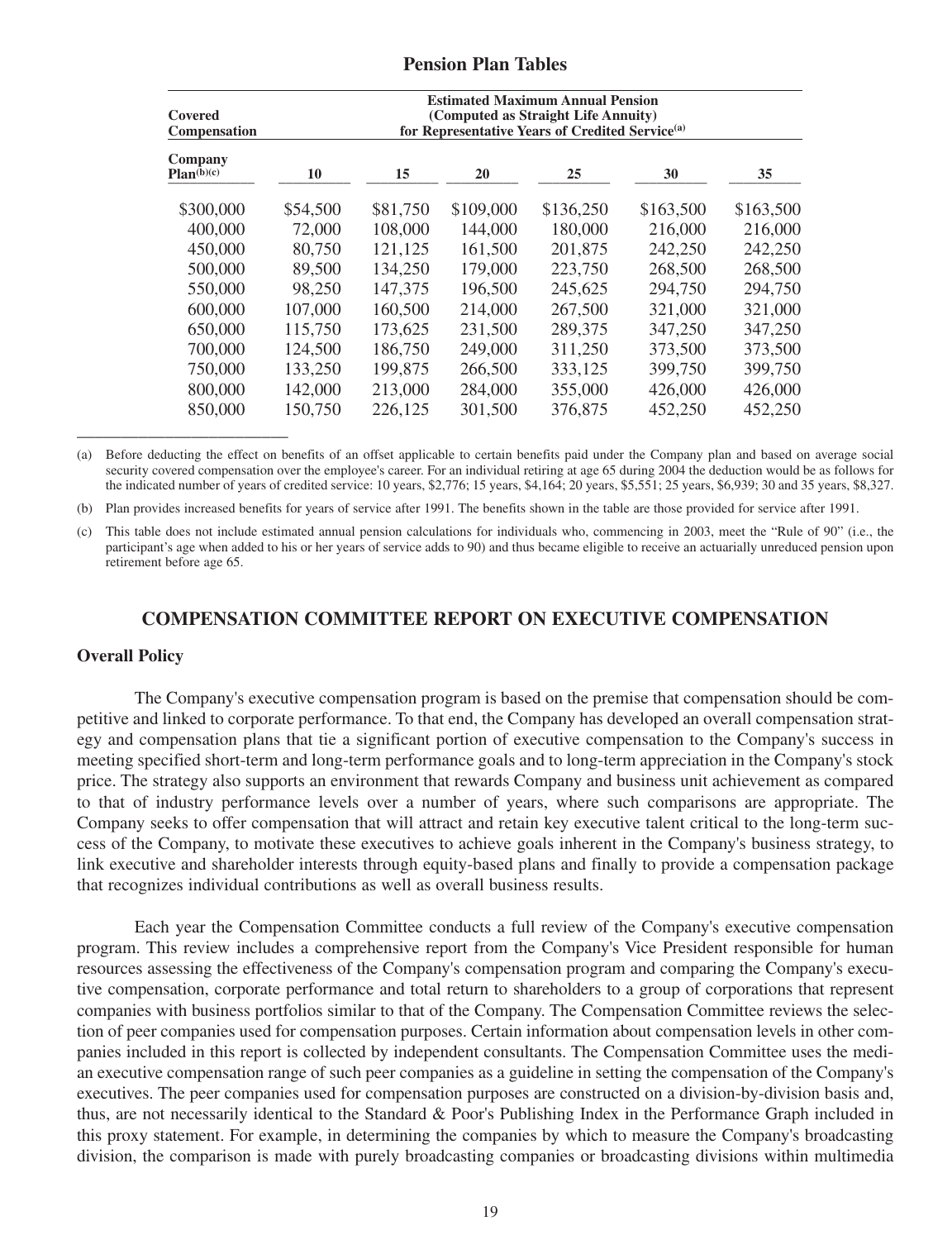## Pension Plan Tables

| Covered Compensation | Estimated Maximum Annual Pension (Computed as Straight Life Annuity) for Representative Years of Credited Service[(a)] | | | | | |
|---|---|---|---|---|---|---|
| Company Plan[(b)(c)] | 10 | 15 | 20 | 25 | 30 | 35 |
| $300,000 | $54,500 | $81,750 | $109,000 | $136,250 | $163,500 | $163,500 |
| 400,000 | 72,000 | 108,000 | 144,000 | 180,000 | 216,000 | 216,000 |
| 450,000 | 80,750 | 121,125 | 161,500 | 201,875 | 242,250 | 242,250 |
| 500,000 | 89,500 | 134,250 | 179,000 | 223,750 | 268,500 | 268,500 |
| 550,000 | 98,250 | 147,375 | 196,500 | 245,625 | 294,750 | 294,750 |
| 600,000 | 107,000 | 160,500 | 214,000 | 267,500 | 321,000 | 321,000 |
| 650,000 | 115,750 | 173,625 | 231,500 | 289,375 | 347,250 | 347,250 |
| 700,000 | 124,500 | 186,750 | 249,000 | 311,250 | 373,500 | 373,500 |
| 750,000 | 133,250 | 199,875 | 266,500 | 333,125 | 399,750 | 399,750 |
| 800,000 | 142,000 | 213,000 | 284,000 | 355,000 | 426,000 | 426,000 |
| 850,000 | 150,750 | 226,125 | 301,500 | 376,875 | 452,250 | 452,250 |

(a) Before deducting the effect on benefits of an offset applicable to certain benefits paid under the Company plan and based on average social security covered compensation over the employee's career. For an individual retiring at age 65 during 2004 the deduction would be as follows for the indicated number of years of credited service: 10 years, $2,776; 15 years, $4,164; 20 years, $5,551; 25 years, $6,939; 30 and 35 years, $8,327.

(b) Plan provides increased benefits for years of service after 1991. The benefits shown in the table are those provided for service after 1991.

(c) This table does not include estimated annual pension calculations for individuals who, commencing in 2003, meet the "Rule of 90" (i.e., the participant's age when added to his or her years of service adds to 90) and thus became eligible to receive an actuarially unreduced pension upon retirement before age 65.

## COMPENSATION COMMITTEE REPORT ON EXECUTIVE COMPENSATION

### Overall Policy

The Company's executive compensation program is based on the premise that compensation should be competitive and linked to corporate performance. To that end, the Company has developed an overall compensation strategy and compensation plans that tie a significant portion of executive compensation to the Company's success in meeting specified short-term and long-term performance goals and to long-term appreciation in the Company's stock price. The strategy also supports an environment that rewards Company and business unit achievement as compared to that of industry performance levels over a number of years, where such comparisons are appropriate. The Company seeks to offer compensation that will attract and retain key executive talent critical to the long-term success of the Company, to motivate these executives to achieve goals inherent in the Company's business strategy, to link executive and shareholder interests through equity-based plans and finally to provide a compensation package that recognizes individual contributions as well as overall business results.

Each year the Compensation Committee conducts a full review of the Company's executive compensation program. This review includes a comprehensive report from the Company's Vice President responsible for human resources assessing the effectiveness of the Company's compensation program and comparing the Company's executive compensation, corporate performance and total return to shareholders to a group of corporations that represent companies with business portfolios similar to that of the Company. The Compensation Committee reviews the selection of peer companies used for compensation purposes. Certain information about compensation levels in other companies included in this report is collected by independent consultants. The Compensation Committee uses the median executive compensation range of such peer companies as a guideline in setting the compensation of the Company's executives. The peer companies used for compensation purposes are constructed on a division-by-division basis and, thus, are not necessarily identical to the Standard & Poor's Publishing Index in the Performance Graph included in this proxy statement. For example, in determining the companies by which to measure the Company's broadcasting division, the comparison is made with purely broadcasting companies or broadcasting divisions within multimedia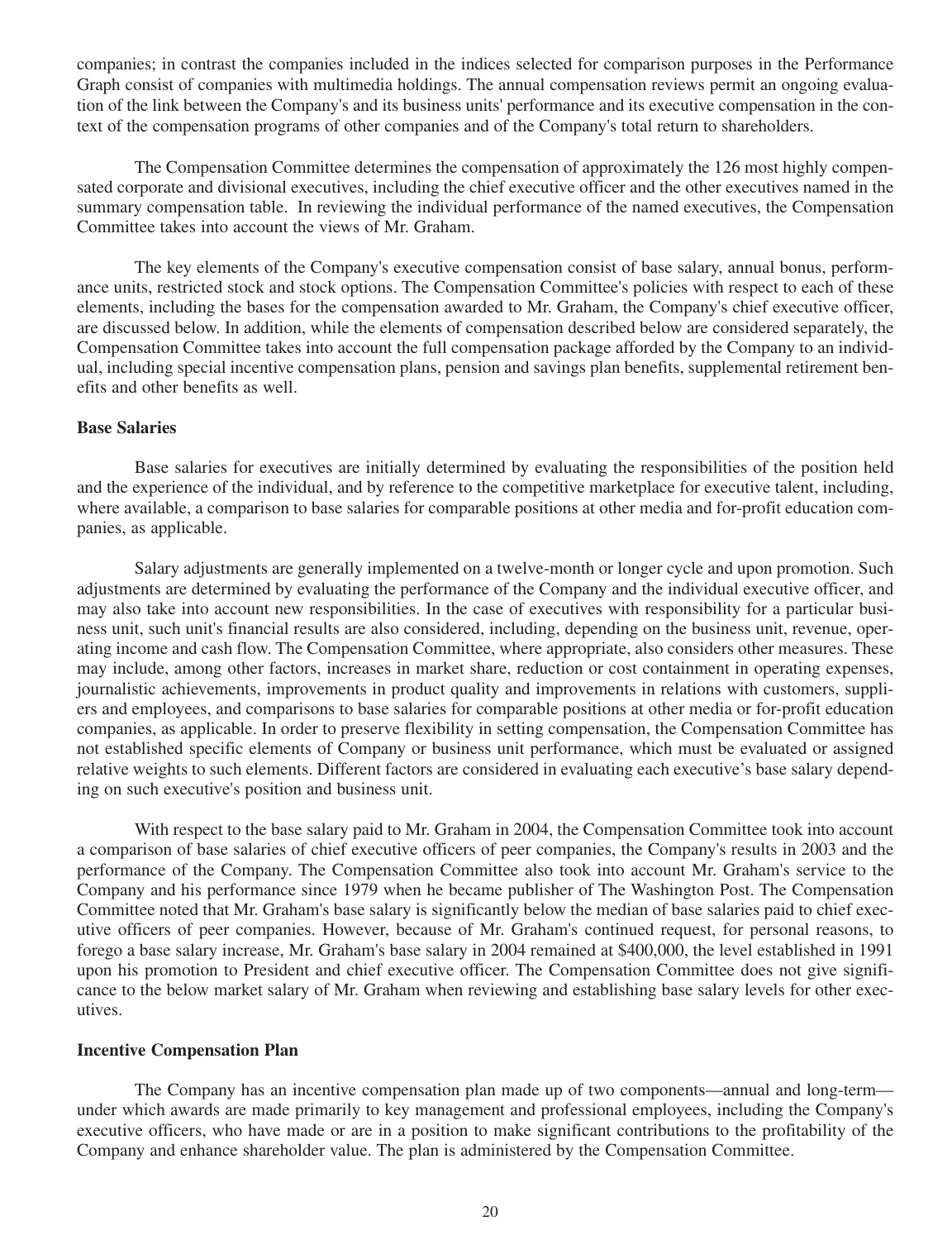companies; in contrast the companies included in the indices selected for comparison purposes in the Performance Graph consist of companies with multimedia holdings. The annual compensation reviews permit an ongoing evaluation of the link between the Company's and its business units' performance and its executive compensation in the context of the compensation programs of other companies and of the Company's total return to shareholders.

The Compensation Committee determines the compensation of approximately the 126 most highly compensated corporate and divisional executives, including the chief executive officer and the other executives named in the summary compensation table. In reviewing the individual performance of the named executives, the Compensation Committee takes into account the views of Mr. Graham.

The key elements of the Company's executive compensation consist of base salary, annual bonus, performance units, restricted stock and stock options. The Compensation Committee's policies with respect to each of these elements, including the bases for the compensation awarded to Mr. Graham, the Company's chief executive officer, are discussed below. In addition, while the elements of compensation described below are considered separately, the Compensation Committee takes into account the full compensation package afforded by the Company to an individual, including special incentive compensation plans, pension and savings plan benefits, supplemental retirement benefits and other benefits as well.

**Base Salaries**

Base salaries for executives are initially determined by evaluating the responsibilities of the position held and the experience of the individual, and by reference to the competitive marketplace for executive talent, including, where available, a comparison to base salaries for comparable positions at other media and for-profit education companies, as applicable.

Salary adjustments are generally implemented on a twelve-month or longer cycle and upon promotion. Such adjustments are determined by evaluating the performance of the Company and the individual executive officer, and may also take into account new responsibilities. In the case of executives with responsibility for a particular business unit, such unit's financial results are also considered, including, depending on the business unit, revenue, operating income and cash flow. The Compensation Committee, where appropriate, also considers other measures. These may include, among other factors, increases in market share, reduction or cost containment in operating expenses, journalistic achievements, improvements in product quality and improvements in relations with customers, suppliers and employees, and comparisons to base salaries for comparable positions at other media or for-profit education companies, as applicable. In order to preserve flexibility in setting compensation, the Compensation Committee has not established specific elements of Company or business unit performance, which must be evaluated or assigned relative weights to such elements. Different factors are considered in evaluating each executive's base salary depending on such executive's position and business unit.

With respect to the base salary paid to Mr. Graham in 2004, the Compensation Committee took into account a comparison of base salaries of chief executive officers of peer companies, the Company's results in 2003 and the performance of the Company. The Compensation Committee also took into account Mr. Graham's service to the Company and his performance since 1979 when he became publisher of The Washington Post. The Compensation Committee noted that Mr. Graham's base salary is significantly below the median of base salaries paid to chief executive officers of peer companies. However, because of Mr. Graham's continued request, for personal reasons, to forego a base salary increase, Mr. Graham's base salary in 2004 remained at $400,000, the level established in 1991 upon his promotion to President and chief executive officer. The Compensation Committee does not give significance to the below market salary of Mr. Graham when reviewing and establishing base salary levels for other executives.

**Incentive Compensation Plan**

The Company has an incentive compensation plan made up of two components—annual and long-term—under which awards are made primarily to key management and professional employees, including the Company's executive officers, who have made or are in a position to make significant contributions to the profitability of the Company and enhance shareholder value. The plan is administered by the Compensation Committee.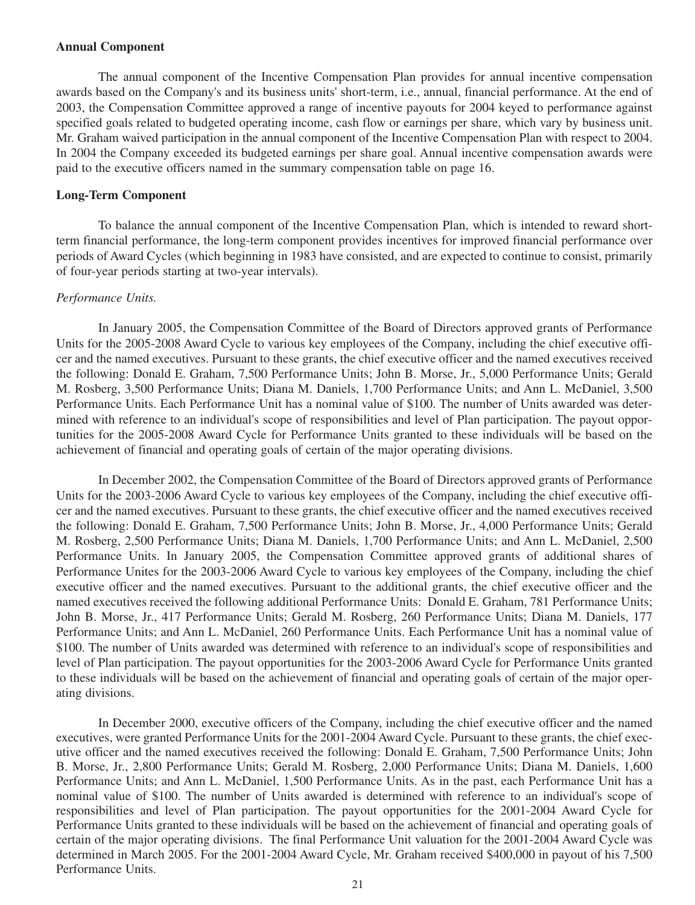**Annual Component**

The annual component of the Incentive Compensation Plan provides for annual incentive compensation awards based on the Company's and its business units' short-term, i.e., annual, financial performance. At the end of 2003, the Compensation Committee approved a range of incentive payouts for 2004 keyed to performance against specified goals related to budgeted operating income, cash flow or earnings per share, which vary by business unit. Mr. Graham waived participation in the annual component of the Incentive Compensation Plan with respect to 2004. In 2004 the Company exceeded its budgeted earnings per share goal. Annual incentive compensation awards were paid to the executive officers named in the summary compensation table on page 16.

**Long-Term Component**

To balance the annual component of the Incentive Compensation Plan, which is intended to reward short-term financial performance, the long-term component provides incentives for improved financial performance over periods of Award Cycles (which beginning in 1983 have consisted, and are expected to continue to consist, primarily of four-year periods starting at two-year intervals).

*Performance Units.*

In January 2005, the Compensation Committee of the Board of Directors approved grants of Performance Units for the 2005-2008 Award Cycle to various key employees of the Company, including the chief executive officer and the named executives. Pursuant to these grants, the chief executive officer and the named executives received the following: Donald E. Graham, 7,500 Performance Units; John B. Morse, Jr., 5,000 Performance Units; Gerald M. Rosberg, 3,500 Performance Units; Diana M. Daniels, 1,700 Performance Units; and Ann L. McDaniel, 3,500 Performance Units. Each Performance Unit has a nominal value of $100. The number of Units awarded was determined with reference to an individual's scope of responsibilities and level of Plan participation. The payout opportunities for the 2005-2008 Award Cycle for Performance Units granted to these individuals will be based on the achievement of financial and operating goals of certain of the major operating divisions.

In December 2002, the Compensation Committee of the Board of Directors approved grants of Performance Units for the 2003-2006 Award Cycle to various key employees of the Company, including the chief executive officer and the named executives. Pursuant to these grants, the chief executive officer and the named executives received the following: Donald E. Graham, 7,500 Performance Units; John B. Morse, Jr., 4,000 Performance Units; Gerald M. Rosberg, 2,500 Performance Units; Diana M. Daniels, 1,700 Performance Units; and Ann L. McDaniel, 2,500 Performance Units. In January 2005, the Compensation Committee approved grants of additional shares of Performance Unites for the 2003-2006 Award Cycle to various key employees of the Company, including the chief executive officer and the named executives. Pursuant to the additional grants, the chief executive officer and the named executives received the following additional Performance Units: Donald E. Graham, 781 Performance Units; John B. Morse, Jr., 417 Performance Units; Gerald M. Rosberg, 260 Performance Units; Diana M. Daniels, 177 Performance Units; and Ann L. McDaniel, 260 Performance Units. Each Performance Unit has a nominal value of $100. The number of Units awarded was determined with reference to an individual's scope of responsibilities and level of Plan participation. The payout opportunities for the 2003-2006 Award Cycle for Performance Units granted to these individuals will be based on the achievement of financial and operating goals of certain of the major operating divisions.

In December 2000, executive officers of the Company, including the chief executive officer and the named executives, were granted Performance Units for the 2001-2004 Award Cycle. Pursuant to these grants, the chief executive officer and the named executives received the following: Donald E. Graham, 7,500 Performance Units; John B. Morse, Jr., 2,800 Performance Units; Gerald M. Rosberg, 2,000 Performance Units; Diana M. Daniels, 1,600 Performance Units; and Ann L. McDaniel, 1,500 Performance Units. As in the past, each Performance Unit has a nominal value of $100. The number of Units awarded is determined with reference to an individual's scope of responsibilities and level of Plan participation. The payout opportunities for the 2001-2004 Award Cycle for Performance Units granted to these individuals will be based on the achievement of financial and operating goals of certain of the major operating divisions. The final Performance Unit valuation for the 2001-2004 Award Cycle was determined in March 2005. For the 2001-2004 Award Cycle, Mr. Graham received $400,000 in payout of his 7,500 Performance Units.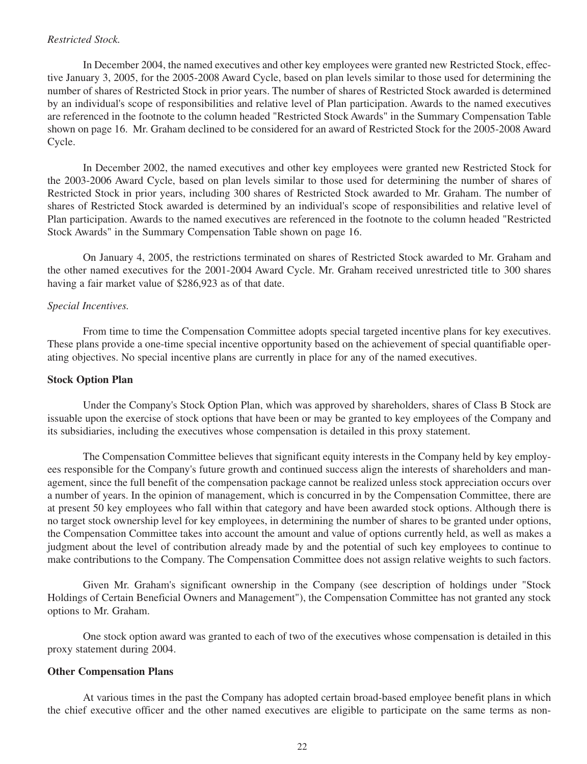*Restricted Stock.*

In December 2004, the named executives and other key employees were granted new Restricted Stock, effective January 3, 2005, for the 2005-2008 Award Cycle, based on plan levels similar to those used for determining the number of shares of Restricted Stock in prior years. The number of shares of Restricted Stock awarded is determined by an individual's scope of responsibilities and relative level of Plan participation. Awards to the named executives are referenced in the footnote to the column headed "Restricted Stock Awards" in the Summary Compensation Table shown on page 16. Mr. Graham declined to be considered for an award of Restricted Stock for the 2005-2008 Award Cycle.

In December 2002, the named executives and other key employees were granted new Restricted Stock for the 2003-2006 Award Cycle, based on plan levels similar to those used for determining the number of shares of Restricted Stock in prior years, including 300 shares of Restricted Stock awarded to Mr. Graham. The number of shares of Restricted Stock awarded is determined by an individual's scope of responsibilities and relative level of Plan participation. Awards to the named executives are referenced in the footnote to the column headed "Restricted Stock Awards" in the Summary Compensation Table shown on page 16.

On January 4, 2005, the restrictions terminated on shares of Restricted Stock awarded to Mr. Graham and the other named executives for the 2001-2004 Award Cycle. Mr. Graham received unrestricted title to 300 shares having a fair market value of $286,923 as of that date.

*Special Incentives.*

From time to time the Compensation Committee adopts special targeted incentive plans for key executives. These plans provide a one-time special incentive opportunity based on the achievement of special quantifiable operating objectives. No special incentive plans are currently in place for any of the named executives.

**Stock Option Plan**

Under the Company's Stock Option Plan, which was approved by shareholders, shares of Class B Stock are issuable upon the exercise of stock options that have been or may be granted to key employees of the Company and its subsidiaries, including the executives whose compensation is detailed in this proxy statement.

The Compensation Committee believes that significant equity interests in the Company held by key employees responsible for the Company's future growth and continued success align the interests of shareholders and management, since the full benefit of the compensation package cannot be realized unless stock appreciation occurs over a number of years. In the opinion of management, which is concurred in by the Compensation Committee, there are at present 50 key employees who fall within that category and have been awarded stock options. Although there is no target stock ownership level for key employees, in determining the number of shares to be granted under options, the Compensation Committee takes into account the amount and value of options currently held, as well as makes a judgment about the level of contribution already made by and the potential of such key employees to continue to make contributions to the Company. The Compensation Committee does not assign relative weights to such factors.

Given Mr. Graham's significant ownership in the Company (see description of holdings under "Stock Holdings of Certain Beneficial Owners and Management"), the Compensation Committee has not granted any stock options to Mr. Graham.

One stock option award was granted to each of two of the executives whose compensation is detailed in this proxy statement during 2004.

**Other Compensation Plans**

At various times in the past the Company has adopted certain broad-based employee benefit plans in which the chief executive officer and the other named executives are eligible to participate on the same terms as non-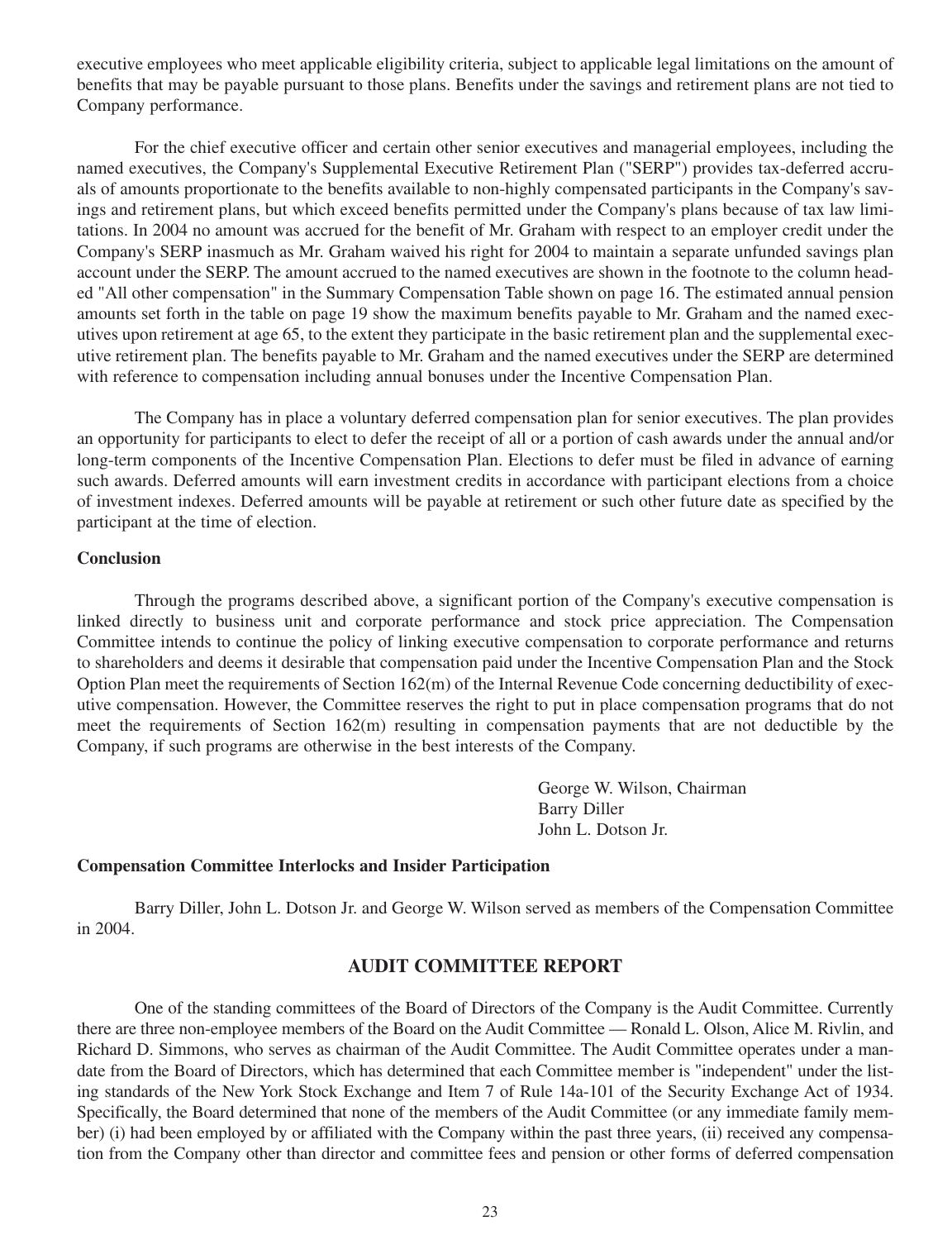executive employees who meet applicable eligibility criteria, subject to applicable legal limitations on the amount of benefits that may be payable pursuant to those plans. Benefits under the savings and retirement plans are not tied to Company performance.

For the chief executive officer and certain other senior executives and managerial employees, including the named executives, the Company's Supplemental Executive Retirement Plan ("SERP") provides tax-deferred accruals of amounts proportionate to the benefits available to non-highly compensated participants in the Company's savings and retirement plans, but which exceed benefits permitted under the Company's plans because of tax law limitations. In 2004 no amount was accrued for the benefit of Mr. Graham with respect to an employer credit under the Company's SERP inasmuch as Mr. Graham waived his right for 2004 to maintain a separate unfunded savings plan account under the SERP. The amount accrued to the named executives are shown in the footnote to the column headed "All other compensation" in the Summary Compensation Table shown on page 16. The estimated annual pension amounts set forth in the table on page 19 show the maximum benefits payable to Mr. Graham and the named executives upon retirement at age 65, to the extent they participate in the basic retirement plan and the supplemental executive retirement plan. The benefits payable to Mr. Graham and the named executives under the SERP are determined with reference to compensation including annual bonuses under the Incentive Compensation Plan.

The Company has in place a voluntary deferred compensation plan for senior executives. The plan provides an opportunity for participants to elect to defer the receipt of all or a portion of cash awards under the annual and/or long-term components of the Incentive Compensation Plan. Elections to defer must be filed in advance of earning such awards. Deferred amounts will earn investment credits in accordance with participant elections from a choice of investment indexes. Deferred amounts will be payable at retirement or such other future date as specified by the participant at the time of election.

**Conclusion**

Through the programs described above, a significant portion of the Company's executive compensation is linked directly to business unit and corporate performance and stock price appreciation. The Compensation Committee intends to continue the policy of linking executive compensation to corporate performance and returns to shareholders and deems it desirable that compensation paid under the Incentive Compensation Plan and the Stock Option Plan meet the requirements of Section 162(m) of the Internal Revenue Code concerning deductibility of executive compensation. However, the Committee reserves the right to put in place compensation programs that do not meet the requirements of Section 162(m) resulting in compensation payments that are not deductible by the Company, if such programs are otherwise in the best interests of the Company.

George W. Wilson, Chairman
Barry Diller
John L. Dotson Jr.

**Compensation Committee Interlocks and Insider Participation**

Barry Diller, John L. Dotson Jr. and George W. Wilson served as members of the Compensation Committee in 2004.

## AUDIT COMMITTEE REPORT

One of the standing committees of the Board of Directors of the Company is the Audit Committee. Currently there are three non-employee members of the Board on the Audit Committee — Ronald L. Olson, Alice M. Rivlin, and Richard D. Simmons, who serves as chairman of the Audit Committee. The Audit Committee operates under a mandate from the Board of Directors, which has determined that each Committee member is "independent" under the listing standards of the New York Stock Exchange and Item 7 of Rule 14a-101 of the Security Exchange Act of 1934. Specifically, the Board determined that none of the members of the Audit Committee (or any immediate family member) (i) had been employed by or affiliated with the Company within the past three years, (ii) received any compensation from the Company other than director and committee fees and pension or other forms of deferred compensation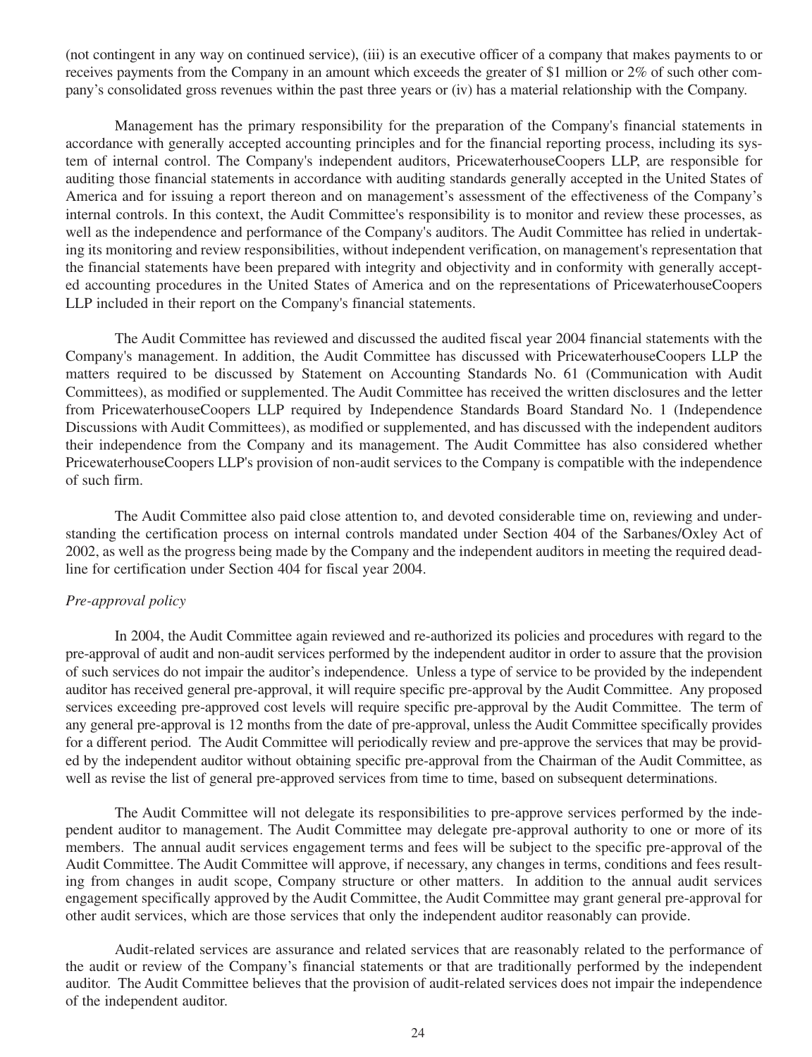(not contingent in any way on continued service), (iii) is an executive officer of a company that makes payments to or receives payments from the Company in an amount which exceeds the greater of $1 million or 2% of such other company's consolidated gross revenues within the past three years or (iv) has a material relationship with the Company.

Management has the primary responsibility for the preparation of the Company's financial statements in accordance with generally accepted accounting principles and for the financial reporting process, including its system of internal control. The Company's independent auditors, PricewaterhouseCoopers LLP, are responsible for auditing those financial statements in accordance with auditing standards generally accepted in the United States of America and for issuing a report thereon and on management's assessment of the effectiveness of the Company's internal controls. In this context, the Audit Committee's responsibility is to monitor and review these processes, as well as the independence and performance of the Company's auditors. The Audit Committee has relied in undertaking its monitoring and review responsibilities, without independent verification, on management's representation that the financial statements have been prepared with integrity and objectivity and in conformity with generally accepted accounting procedures in the United States of America and on the representations of PricewaterhouseCoopers LLP included in their report on the Company's financial statements.

The Audit Committee has reviewed and discussed the audited fiscal year 2004 financial statements with the Company's management. In addition, the Audit Committee has discussed with PricewaterhouseCoopers LLP the matters required to be discussed by Statement on Accounting Standards No. 61 (Communication with Audit Committees), as modified or supplemented. The Audit Committee has received the written disclosures and the letter from PricewaterhouseCoopers LLP required by Independence Standards Board Standard No. 1 (Independence Discussions with Audit Committees), as modified or supplemented, and has discussed with the independent auditors their independence from the Company and its management. The Audit Committee has also considered whether PricewaterhouseCoopers LLP's provision of non-audit services to the Company is compatible with the independence of such firm.

The Audit Committee also paid close attention to, and devoted considerable time on, reviewing and understanding the certification process on internal controls mandated under Section 404 of the Sarbanes/Oxley Act of 2002, as well as the progress being made by the Company and the independent auditors in meeting the required deadline for certification under Section 404 for fiscal year 2004.

*Pre-approval policy*

In 2004, the Audit Committee again reviewed and re-authorized its policies and procedures with regard to the pre-approval of audit and non-audit services performed by the independent auditor in order to assure that the provision of such services do not impair the auditor's independence. Unless a type of service to be provided by the independent auditor has received general pre-approval, it will require specific pre-approval by the Audit Committee. Any proposed services exceeding pre-approved cost levels will require specific pre-approval by the Audit Committee. The term of any general pre-approval is 12 months from the date of pre-approval, unless the Audit Committee specifically provides for a different period. The Audit Committee will periodically review and pre-approve the services that may be provided by the independent auditor without obtaining specific pre-approval from the Chairman of the Audit Committee, as well as revise the list of general pre-approved services from time to time, based on subsequent determinations.

The Audit Committee will not delegate its responsibilities to pre-approve services performed by the independent auditor to management. The Audit Committee may delegate pre-approval authority to one or more of its members. The annual audit services engagement terms and fees will be subject to the specific pre-approval of the Audit Committee. The Audit Committee will approve, if necessary, any changes in terms, conditions and fees resulting from changes in audit scope, Company structure or other matters. In addition to the annual audit services engagement specifically approved by the Audit Committee, the Audit Committee may grant general pre-approval for other audit services, which are those services that only the independent auditor reasonably can provide.

Audit-related services are assurance and related services that are reasonably related to the performance of the audit or review of the Company's financial statements or that are traditionally performed by the independent auditor. The Audit Committee believes that the provision of audit-related services does not impair the independence of the independent auditor.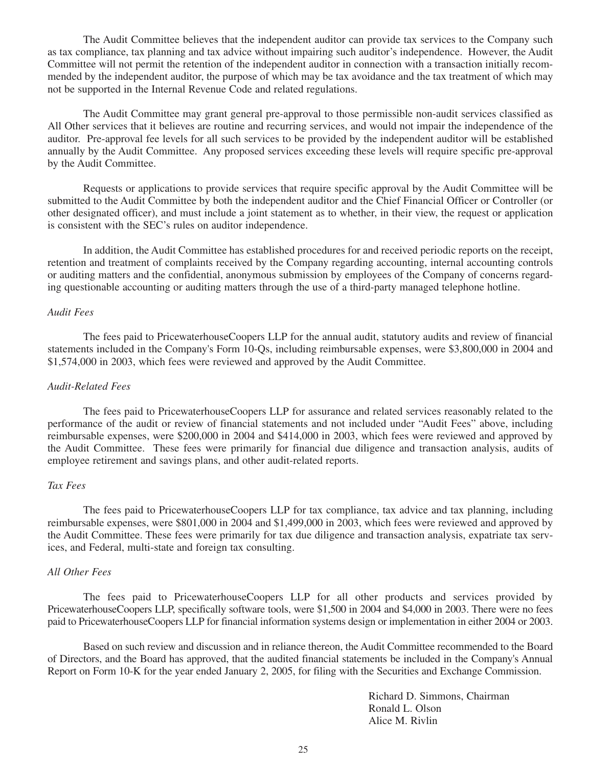The Audit Committee believes that the independent auditor can provide tax services to the Company such as tax compliance, tax planning and tax advice without impairing such auditor's independence. However, the Audit Committee will not permit the retention of the independent auditor in connection with a transaction initially recommended by the independent auditor, the purpose of which may be tax avoidance and the tax treatment of which may not be supported in the Internal Revenue Code and related regulations.

The Audit Committee may grant general pre-approval to those permissible non-audit services classified as All Other services that it believes are routine and recurring services, and would not impair the independence of the auditor. Pre-approval fee levels for all such services to be provided by the independent auditor will be established annually by the Audit Committee. Any proposed services exceeding these levels will require specific pre-approval by the Audit Committee.

Requests or applications to provide services that require specific approval by the Audit Committee will be submitted to the Audit Committee by both the independent auditor and the Chief Financial Officer or Controller (or other designated officer), and must include a joint statement as to whether, in their view, the request or application is consistent with the SEC's rules on auditor independence.

In addition, the Audit Committee has established procedures for and received periodic reports on the receipt, retention and treatment of complaints received by the Company regarding accounting, internal accounting controls or auditing matters and the confidential, anonymous submission by employees of the Company of concerns regarding questionable accounting or auditing matters through the use of a third-party managed telephone hotline.

*Audit Fees*

The fees paid to PricewaterhouseCoopers LLP for the annual audit, statutory audits and review of financial statements included in the Company's Form 10-Qs, including reimbursable expenses, were $3,800,000 in 2004 and $1,574,000 in 2003, which fees were reviewed and approved by the Audit Committee.

*Audit-Related Fees*

The fees paid to PricewaterhouseCoopers LLP for assurance and related services reasonably related to the performance of the audit or review of financial statements and not included under "Audit Fees" above, including reimbursable expenses, were $200,000 in 2004 and $414,000 in 2003, which fees were reviewed and approved by the Audit Committee. These fees were primarily for financial due diligence and transaction analysis, audits of employee retirement and savings plans, and other audit-related reports.

*Tax Fees*

The fees paid to PricewaterhouseCoopers LLP for tax compliance, tax advice and tax planning, including reimbursable expenses, were $801,000 in 2004 and $1,499,000 in 2003, which fees were reviewed and approved by the Audit Committee. These fees were primarily for tax due diligence and transaction analysis, expatriate tax services, and Federal, multi-state and foreign tax consulting.

*All Other Fees*

The fees paid to PricewaterhouseCoopers LLP for all other products and services provided by PricewaterhouseCoopers LLP, specifically software tools, were $1,500 in 2004 and $4,000 in 2003. There were no fees paid to PricewaterhouseCoopers LLP for financial information systems design or implementation in either 2004 or 2003.

Based on such review and discussion and in reliance thereon, the Audit Committee recommended to the Board of Directors, and the Board has approved, that the audited financial statements be included in the Company's Annual Report on Form 10-K for the year ended January 2, 2005, for filing with the Securities and Exchange Commission.

Richard D. Simmons, Chairman
Ronald L. Olson
Alice M. Rivlin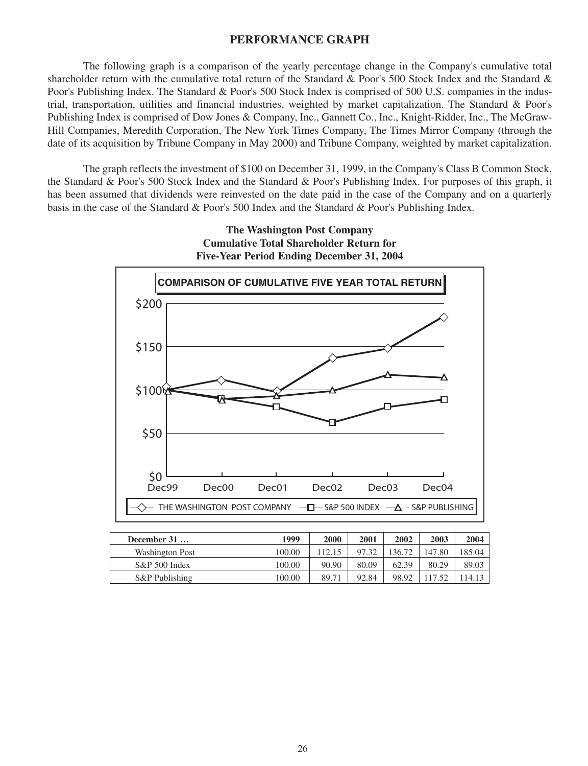## PERFORMANCE GRAPH

The following graph is a comparison of the yearly percentage change in the Company's cumulative total shareholder return with the cumulative total return of the Standard & Poor's 500 Stock Index and the Standard & Poor's Publishing Index. The Standard & Poor's 500 Stock Index is comprised of 500 U.S. companies in the industrial, transportation, utilities and financial industries, weighted by market capitalization. The Standard & Poor's Publishing Index is comprised of Dow Jones & Company, Inc., Gannett Co., Inc., Knight-Ridder, Inc., The McGraw-Hill Companies, Meredith Corporation, The New York Times Company, The Times Mirror Company (through the date of its acquisition by Tribune Company in May 2000) and Tribune Company, weighted by market capitalization.

The graph reflects the investment of $100 on December 31, 1999, in the Company's Class B Common Stock, the Standard & Poor's 500 Stock Index and the Standard & Poor's Publishing Index. For purposes of this graph, it has been assumed that dividends were reinvested on the date paid in the case of the Company and on a quarterly basis in the case of the Standard & Poor's 500 Index and the Standard & Poor's Publishing Index.

**The Washington Post Company**
**Cumulative Total Shareholder Return for**
**Five-Year Period Ending December 31, 2004**

**COMPARISON OF CUMULATIVE FIVE YEAR TOTAL RETURN**

| December 31 … | 1999 | 2000 | 2001 | 2002 | 2003 | 2004 |
|---|---|---|---|---|---|---|
| Washington Post | 100.00 | 112.15 | 97.32 | 136.72 | 147.80 | 185.04 |
| S&P 500 Index | 100.00 | 90.90 | 80.09 | 62.39 | 80.29 | 89.03 |
| S&P Publishing | 100.00 | 89.71 | 92.84 | 98.92 | 117.52 | 114.13 |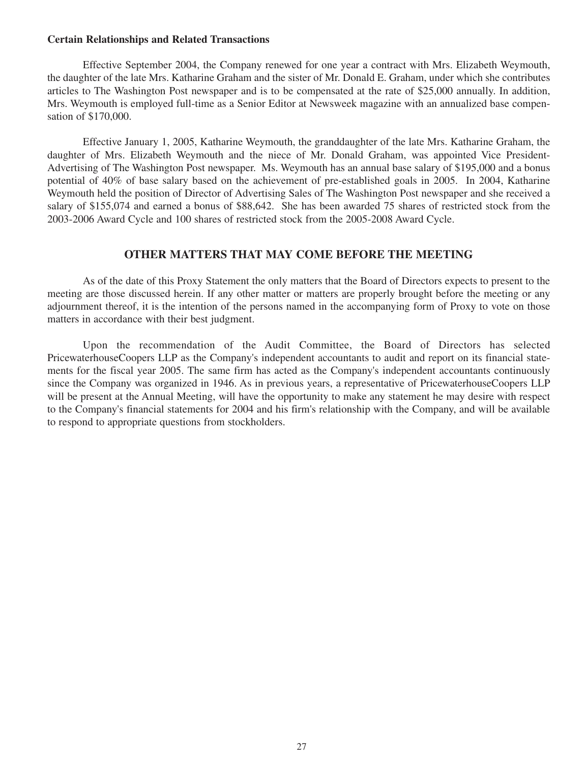**Certain Relationships and Related Transactions**

Effective September 2004, the Company renewed for one year a contract with Mrs. Elizabeth Weymouth, the daughter of the late Mrs. Katharine Graham and the sister of Mr. Donald E. Graham, under which she contributes articles to The Washington Post newspaper and is to be compensated at the rate of $25,000 annually. In addition, Mrs. Weymouth is employed full-time as a Senior Editor at Newsweek magazine with an annualized base compensation of $170,000.

Effective January 1, 2005, Katharine Weymouth, the granddaughter of the late Mrs. Katharine Graham, the daughter of Mrs. Elizabeth Weymouth and the niece of Mr. Donald Graham, was appointed Vice President-Advertising of The Washington Post newspaper. Ms. Weymouth has an annual base salary of $195,000 and a bonus potential of 40% of base salary based on the achievement of pre-established goals in 2005. In 2004, Katharine Weymouth held the position of Director of Advertising Sales of The Washington Post newspaper and she received a salary of $155,074 and earned a bonus of $88,642. She has been awarded 75 shares of restricted stock from the 2003-2006 Award Cycle and 100 shares of restricted stock from the 2005-2008 Award Cycle.

## OTHER MATTERS THAT MAY COME BEFORE THE MEETING

As of the date of this Proxy Statement the only matters that the Board of Directors expects to present to the meeting are those discussed herein. If any other matter or matters are properly brought before the meeting or any adjournment thereof, it is the intention of the persons named in the accompanying form of Proxy to vote on those matters in accordance with their best judgment.

Upon the recommendation of the Audit Committee, the Board of Directors has selected PricewaterhouseCoopers LLP as the Company's independent accountants to audit and report on its financial statements for the fiscal year 2005. The same firm has acted as the Company's independent accountants continuously since the Company was organized in 1946. As in previous years, a representative of PricewaterhouseCoopers LLP will be present at the Annual Meeting, will have the opportunity to make any statement he may desire with respect to the Company's financial statements for 2004 and his firm's relationship with the Company, and will be available to respond to appropriate questions from stockholders.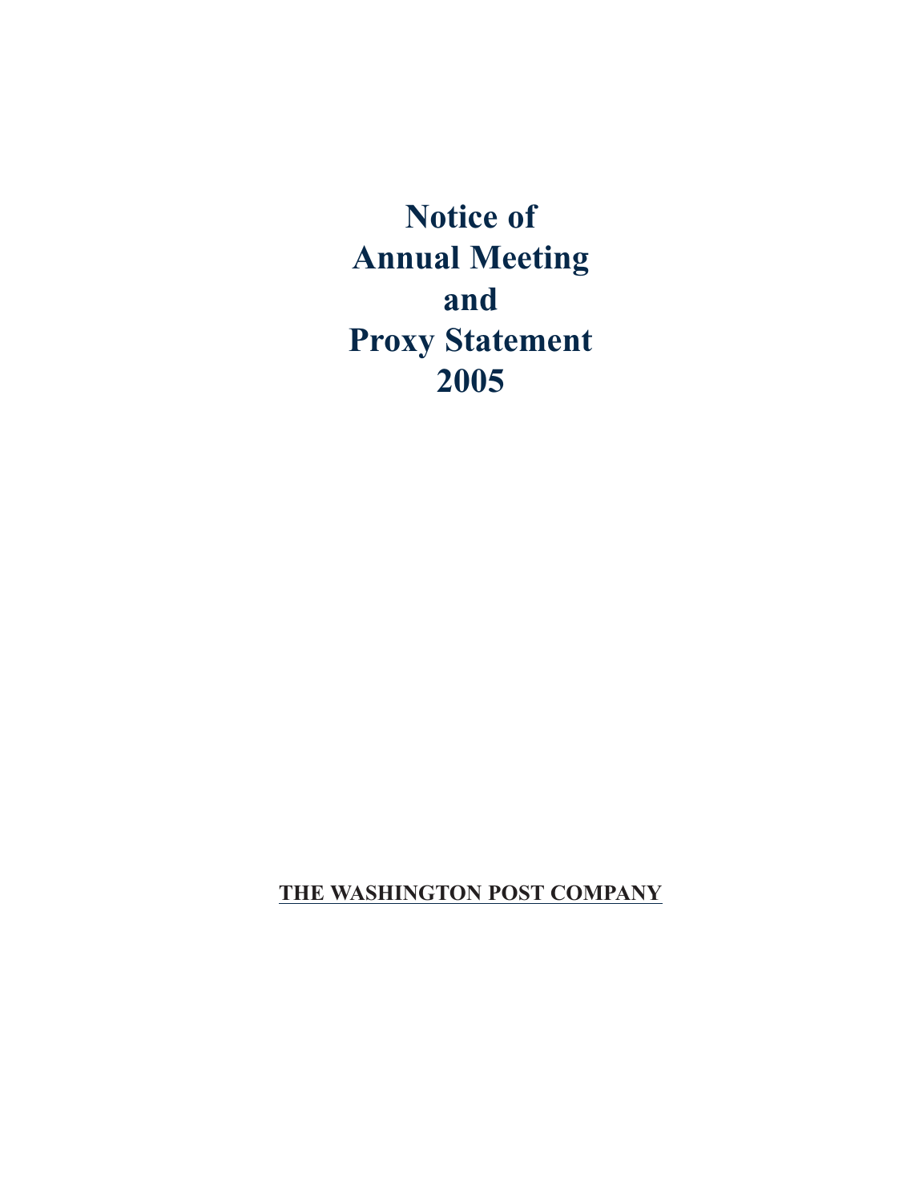# Notice of Annual Meeting and Proxy Statement 2005

**THE WASHINGTON POST COMPANY**